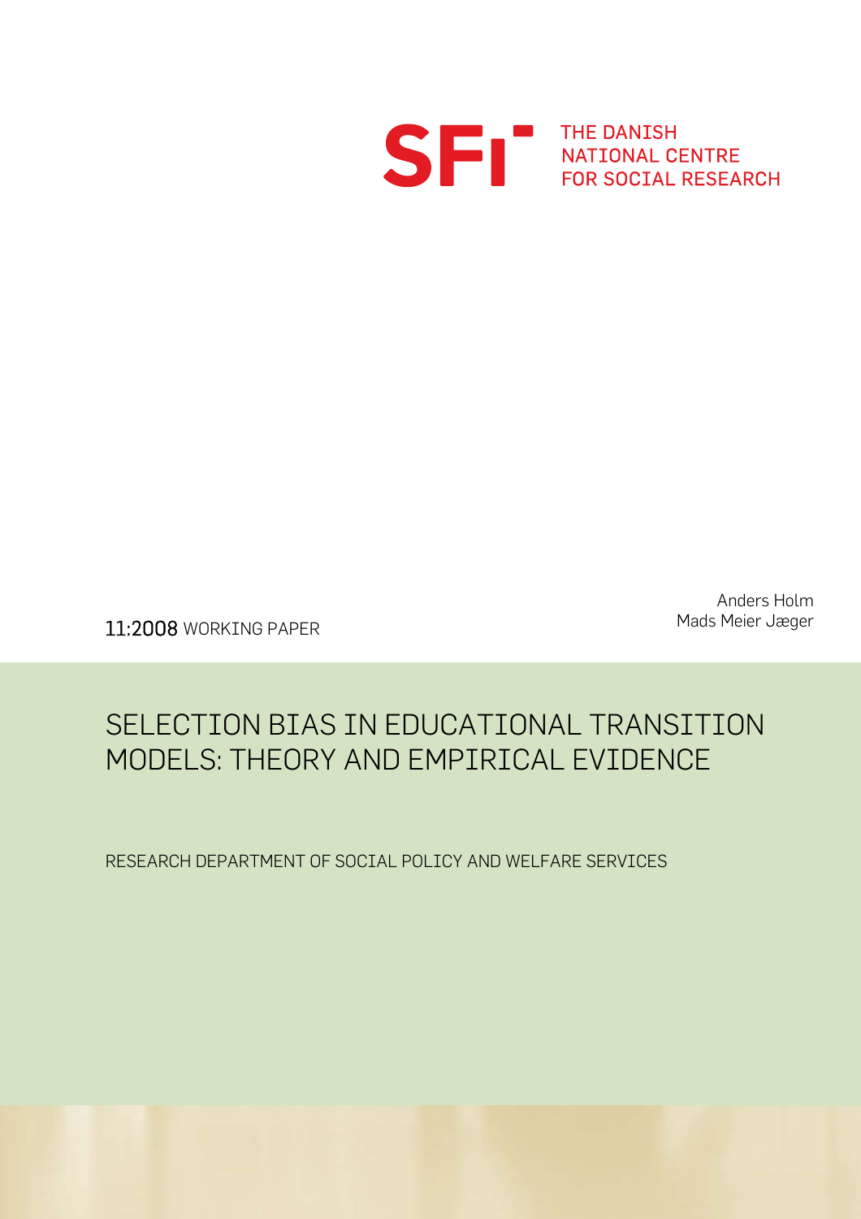SFI THE DANISH NATIONAL CENTRE FOR SOCIAL RESEARCH

Anders Holm
Mads Meier Jæger

11:2008 WORKING PAPER

# SELECTION BIAS IN EDUCATIONAL TRANSITION MODELS: THEORY AND EMPIRICAL EVIDENCE

RESEARCH DEPARTMENT OF SOCIAL POLICY AND WELFARE SERVICES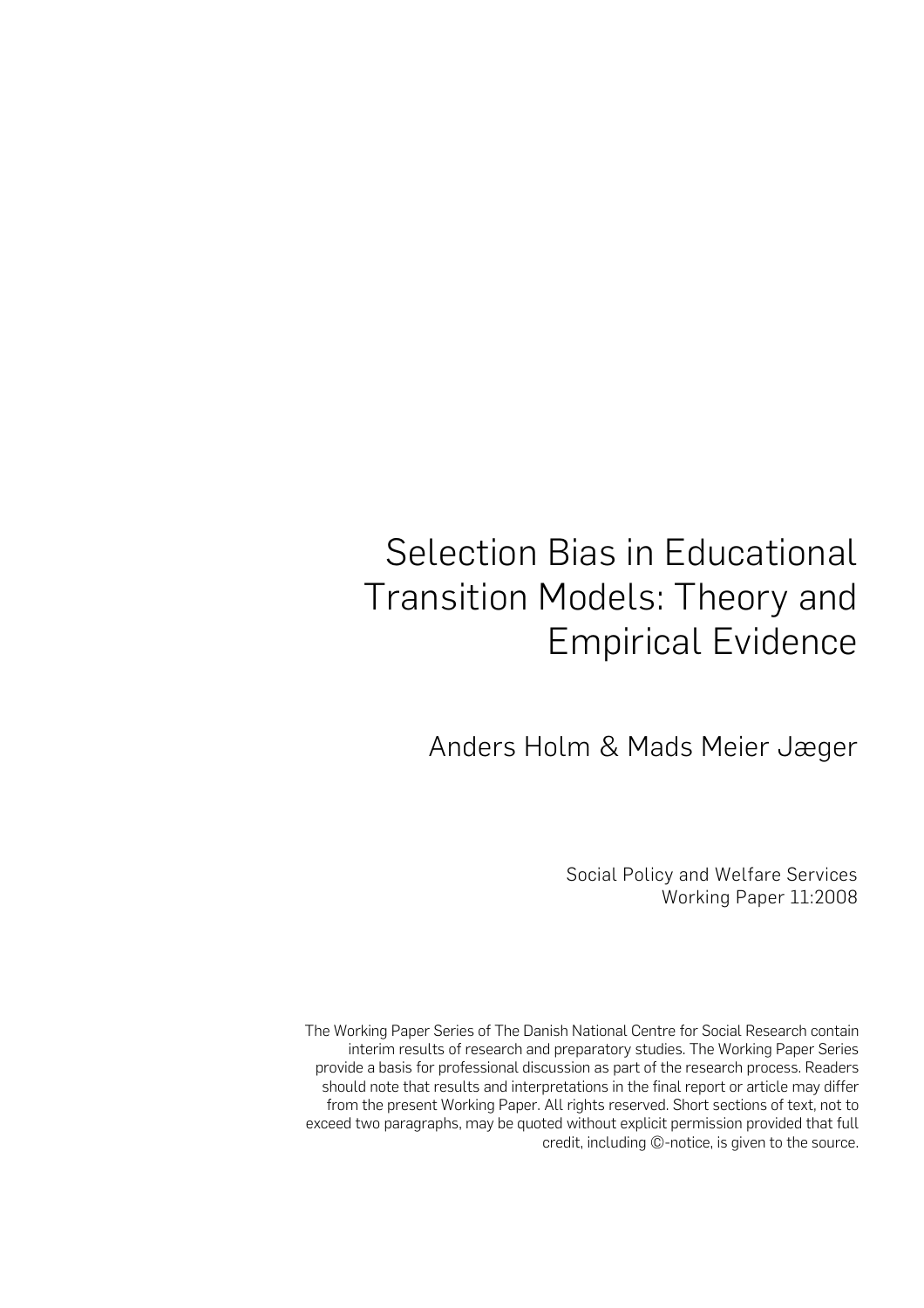# Selection Bias in Educational Transition Models: Theory and Empirical Evidence

Anders Holm & Mads Meier Jæger

Social Policy and Welfare Services
Working Paper 11:2008

The Working Paper Series of The Danish National Centre for Social Research contain interim results of research and preparatory studies. The Working Paper Series provide a basis for professional discussion as part of the research process. Readers should note that results and interpretations in the final report or article may differ from the present Working Paper. All rights reserved. Short sections of text, not to exceed two paragraphs, may be quoted without explicit permission provided that full credit, including ©-notice, is given to the source.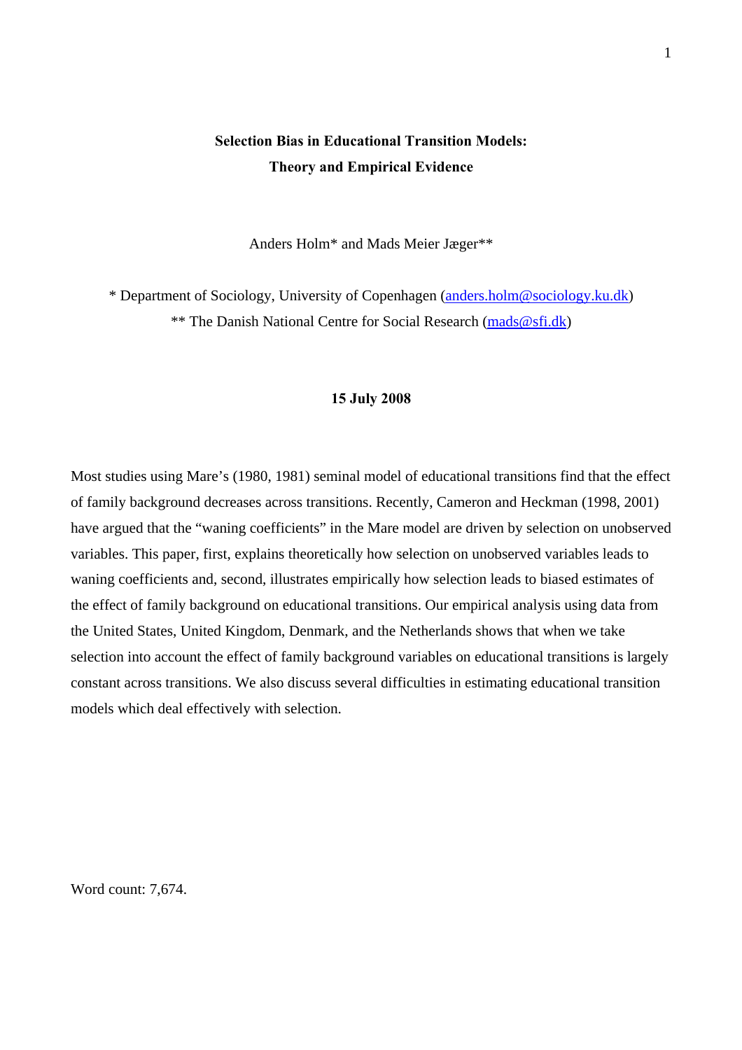**Selection Bias in Educational Transition Models:**
**Theory and Empirical Evidence**

Anders Holm* and Mads Meier Jæger**

\* Department of Sociology, University of Copenhagen (anders.holm@sociology.ku.dk)
** The Danish National Centre for Social Research (mads@sfi.dk)

**15 July 2008**

Most studies using Mare's (1980, 1981) seminal model of educational transitions find that the effect of family background decreases across transitions. Recently, Cameron and Heckman (1998, 2001) have argued that the "waning coefficients" in the Mare model are driven by selection on unobserved variables. This paper, first, explains theoretically how selection on unobserved variables leads to waning coefficients and, second, illustrates empirically how selection leads to biased estimates of the effect of family background on educational transitions. Our empirical analysis using data from the United States, United Kingdom, Denmark, and the Netherlands shows that when we take selection into account the effect of family background variables on educational transitions is largely constant across transitions. We also discuss several difficulties in estimating educational transition models which deal effectively with selection.

Word count: 7,674.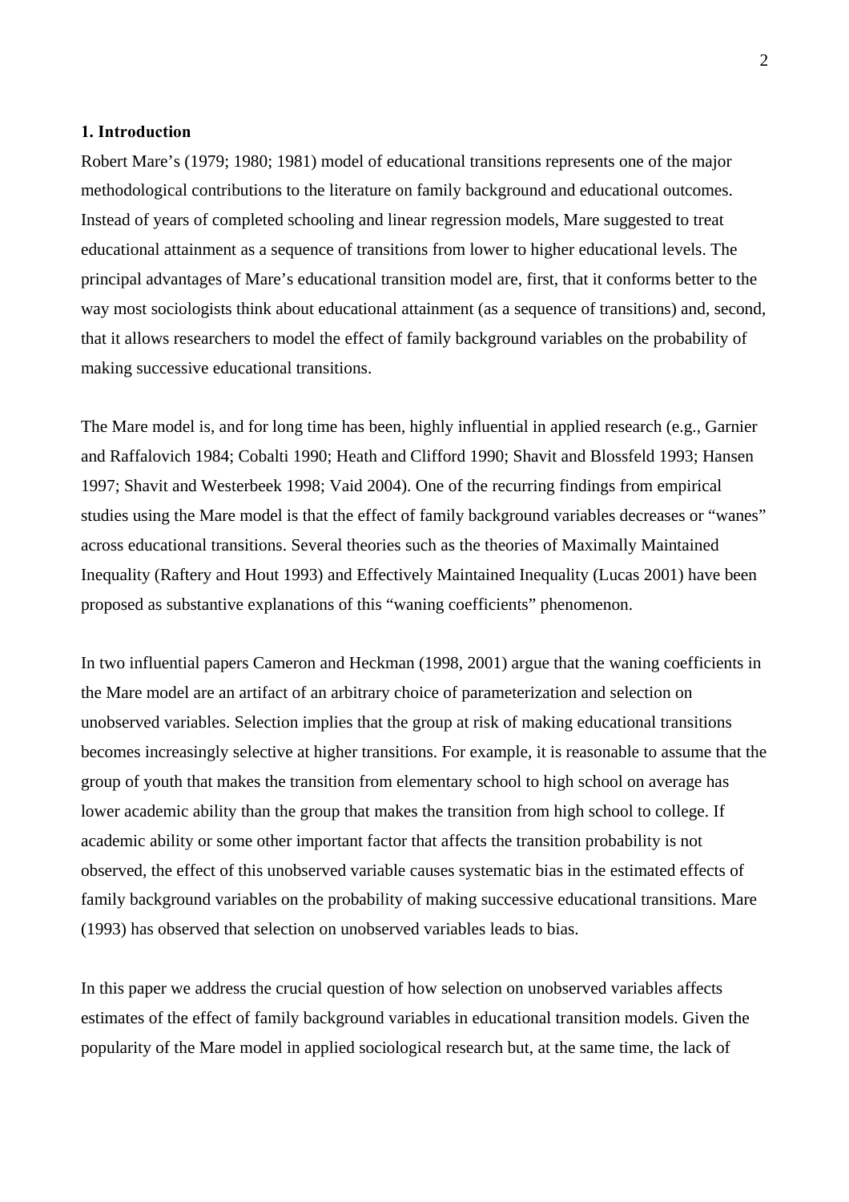## 1. Introduction

Robert Mare's (1979; 1980; 1981) model of educational transitions represents one of the major methodological contributions to the literature on family background and educational outcomes. Instead of years of completed schooling and linear regression models, Mare suggested to treat educational attainment as a sequence of transitions from lower to higher educational levels. The principal advantages of Mare's educational transition model are, first, that it conforms better to the way most sociologists think about educational attainment (as a sequence of transitions) and, second, that it allows researchers to model the effect of family background variables on the probability of making successive educational transitions.

The Mare model is, and for long time has been, highly influential in applied research (e.g., Garnier and Raffalovich 1984; Cobalti 1990; Heath and Clifford 1990; Shavit and Blossfeld 1993; Hansen 1997; Shavit and Westerbeek 1998; Vaid 2004). One of the recurring findings from empirical studies using the Mare model is that the effect of family background variables decreases or "wanes" across educational transitions. Several theories such as the theories of Maximally Maintained Inequality (Raftery and Hout 1993) and Effectively Maintained Inequality (Lucas 2001) have been proposed as substantive explanations of this "waning coefficients" phenomenon.

In two influential papers Cameron and Heckman (1998, 2001) argue that the waning coefficients in the Mare model are an artifact of an arbitrary choice of parameterization and selection on unobserved variables. Selection implies that the group at risk of making educational transitions becomes increasingly selective at higher transitions. For example, it is reasonable to assume that the group of youth that makes the transition from elementary school to high school on average has lower academic ability than the group that makes the transition from high school to college. If academic ability or some other important factor that affects the transition probability is not observed, the effect of this unobserved variable causes systematic bias in the estimated effects of family background variables on the probability of making successive educational transitions. Mare (1993) has observed that selection on unobserved variables leads to bias.

In this paper we address the crucial question of how selection on unobserved variables affects estimates of the effect of family background variables in educational transition models. Given the popularity of the Mare model in applied sociological research but, at the same time, the lack of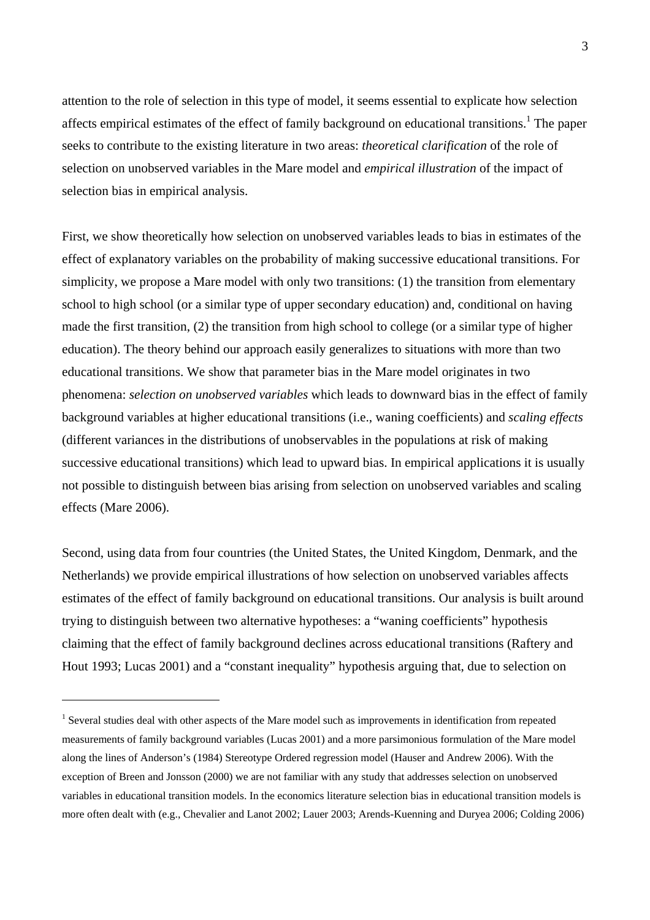attention to the role of selection in this type of model, it seems essential to explicate how selection affects empirical estimates of the effect of family background on educational transitions.[1] The paper seeks to contribute to the existing literature in two areas: *theoretical clarification* of the role of selection on unobserved variables in the Mare model and *empirical illustration* of the impact of selection bias in empirical analysis.

First, we show theoretically how selection on unobserved variables leads to bias in estimates of the effect of explanatory variables on the probability of making successive educational transitions. For simplicity, we propose a Mare model with only two transitions: (1) the transition from elementary school to high school (or a similar type of upper secondary education) and, conditional on having made the first transition, (2) the transition from high school to college (or a similar type of higher education). The theory behind our approach easily generalizes to situations with more than two educational transitions. We show that parameter bias in the Mare model originates in two phenomena: *selection on unobserved variables* which leads to downward bias in the effect of family background variables at higher educational transitions (i.e., waning coefficients) and *scaling effects* (different variances in the distributions of unobservables in the populations at risk of making successive educational transitions) which lead to upward bias. In empirical applications it is usually not possible to distinguish between bias arising from selection on unobserved variables and scaling effects (Mare 2006).

Second, using data from four countries (the United States, the United Kingdom, Denmark, and the Netherlands) we provide empirical illustrations of how selection on unobserved variables affects estimates of the effect of family background on educational transitions. Our analysis is built around trying to distinguish between two alternative hypotheses: a "waning coefficients" hypothesis claiming that the effect of family background declines across educational transitions (Raftery and Hout 1993; Lucas 2001) and a "constant inequality" hypothesis arguing that, due to selection on

---

[1] Several studies deal with other aspects of the Mare model such as improvements in identification from repeated measurements of family background variables (Lucas 2001) and a more parsimonious formulation of the Mare model along the lines of Anderson's (1984) Stereotype Ordered regression model (Hauser and Andrew 2006). With the exception of Breen and Jonsson (2000) we are not familiar with any study that addresses selection on unobserved variables in educational transition models. In the economics literature selection bias in educational transition models is more often dealt with (e.g., Chevalier and Lanot 2002; Lauer 2003; Arends-Kuenning and Duryea 2006; Colding 2006)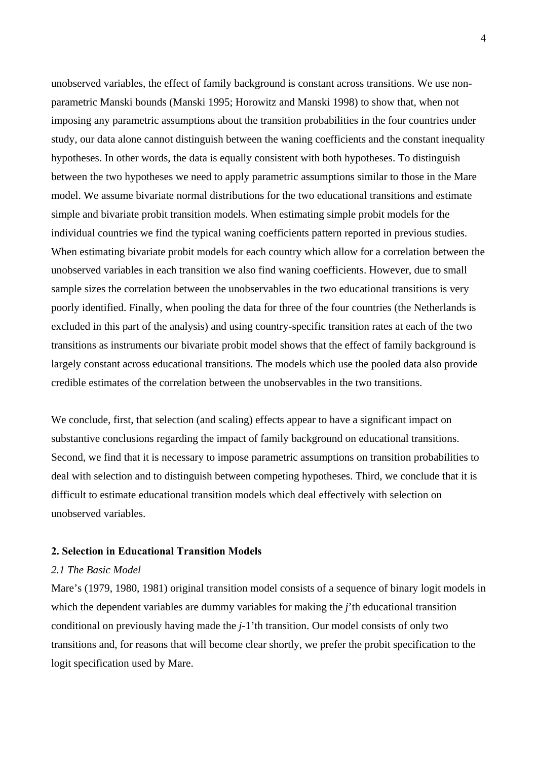unobserved variables, the effect of family background is constant across transitions. We use non-parametric Manski bounds (Manski 1995; Horowitz and Manski 1998) to show that, when not imposing any parametric assumptions about the transition probabilities in the four countries under study, our data alone cannot distinguish between the waning coefficients and the constant inequality hypotheses. In other words, the data is equally consistent with both hypotheses. To distinguish between the two hypotheses we need to apply parametric assumptions similar to those in the Mare model. We assume bivariate normal distributions for the two educational transitions and estimate simple and bivariate probit transition models. When estimating simple probit models for the individual countries we find the typical waning coefficients pattern reported in previous studies. When estimating bivariate probit models for each country which allow for a correlation between the unobserved variables in each transition we also find waning coefficients. However, due to small sample sizes the correlation between the unobservables in the two educational transitions is very poorly identified. Finally, when pooling the data for three of the four countries (the Netherlands is excluded in this part of the analysis) and using country-specific transition rates at each of the two transitions as instruments our bivariate probit model shows that the effect of family background is largely constant across educational transitions. The models which use the pooled data also provide credible estimates of the correlation between the unobservables in the two transitions.

We conclude, first, that selection (and scaling) effects appear to have a significant impact on substantive conclusions regarding the impact of family background on educational transitions. Second, we find that it is necessary to impose parametric assumptions on transition probabilities to deal with selection and to distinguish between competing hypotheses. Third, we conclude that it is difficult to estimate educational transition models which deal effectively with selection on unobserved variables.

## 2. Selection in Educational Transition Models

### *2.1 The Basic Model*

Mare's (1979, 1980, 1981) original transition model consists of a sequence of binary logit models in which the dependent variables are dummy variables for making the *j*'th educational transition conditional on previously having made the *j*-1'th transition. Our model consists of only two transitions and, for reasons that will become clear shortly, we prefer the probit specification to the logit specification used by Mare.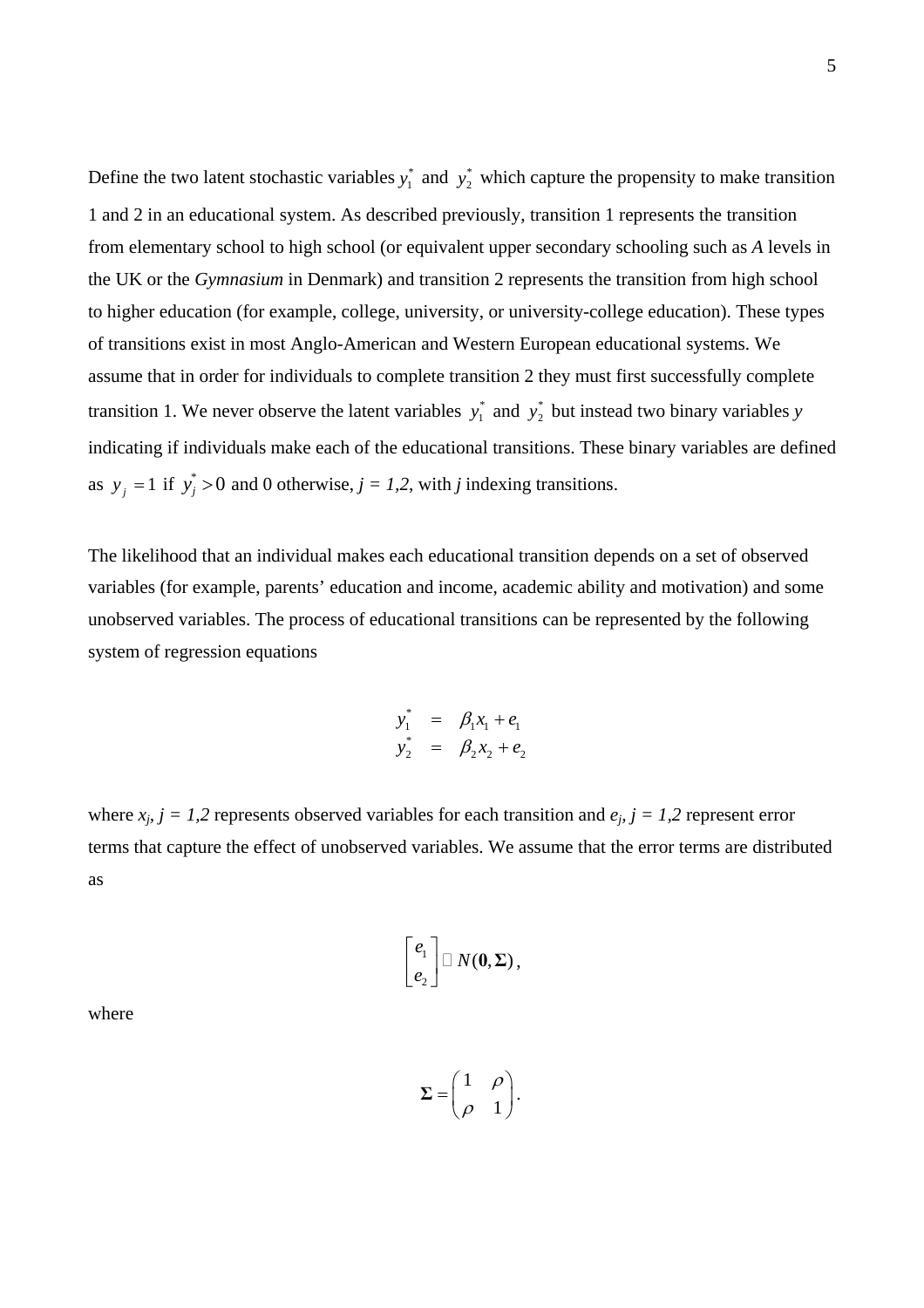Define the two latent stochastic variables $y_1^*$ and $y_2^*$ which capture the propensity to make transition 1 and 2 in an educational system. As described previously, transition 1 represents the transition from elementary school to high school (or equivalent upper secondary schooling such as *A* levels in the UK or the *Gymnasium* in Denmark) and transition 2 represents the transition from high school to higher education (for example, college, university, or university-college education). These types of transitions exist in most Anglo-American and Western European educational systems. We assume that in order for individuals to complete transition 2 they must first successfully complete transition 1. We never observe the latent variables $y_1^*$ and $y_2^*$ but instead two binary variables *y* indicating if individuals make each of the educational transitions. These binary variables are defined as $y_j = 1$ if $y_j^* > 0$ and 0 otherwise, $j = 1,2$, with $j$ indexing transitions.

The likelihood that an individual makes each educational transition depends on a set of observed variables (for example, parents' education and income, academic ability and motivation) and some unobserved variables. The process of educational transitions can be represented by the following system of regression equations

$$
\begin{aligned}
y_1^* &= \beta_1 x_1 + e_1 \\
y_2^* &= \beta_2 x_2 + e_2
\end{aligned}
$$

where $x_j$, $j = 1,2$ represents observed variables for each transition and $e_j$, $j = 1,2$ represent error terms that capture the effect of unobserved variables. We assume that the error terms are distributed as

$$
\begin{bmatrix} e_1 \\ e_2 \end{bmatrix} \sim N(\mathbf{0}, \mathbf{\Sigma}),
$$

where

$$
\mathbf{\Sigma} = \begin{pmatrix} 1 & \rho \\ \rho & 1 \end{pmatrix}.
$$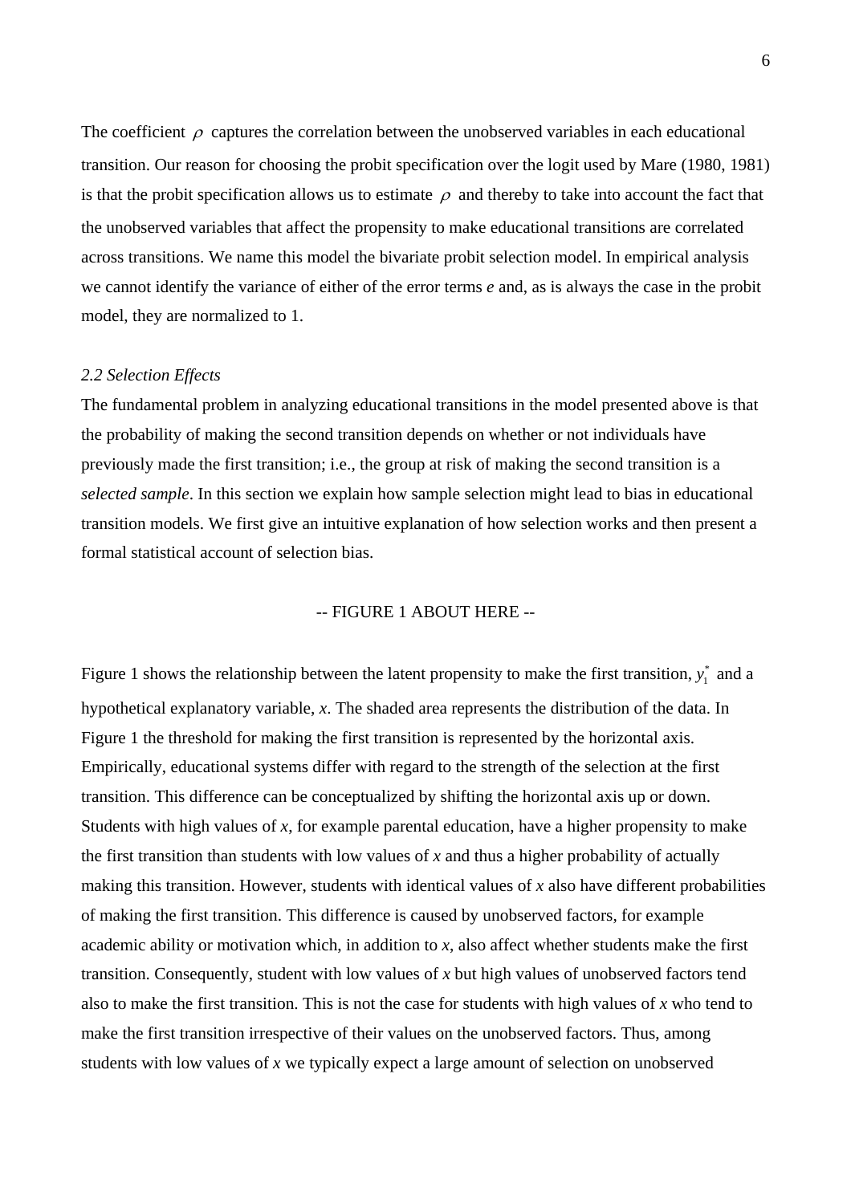The coefficient $\rho$ captures the correlation between the unobserved variables in each educational transition. Our reason for choosing the probit specification over the logit used by Mare (1980, 1981) is that the probit specification allows us to estimate $\rho$ and thereby to take into account the fact that the unobserved variables that affect the propensity to make educational transitions are correlated across transitions. We name this model the bivariate probit selection model. In empirical analysis we cannot identify the variance of either of the error terms $e$ and, as is always the case in the probit model, they are normalized to 1.

### *2.2 Selection Effects*

The fundamental problem in analyzing educational transitions in the model presented above is that the probability of making the second transition depends on whether or not individuals have previously made the first transition; i.e., the group at risk of making the second transition is a *selected sample*. In this section we explain how sample selection might lead to bias in educational transition models. We first give an intuitive explanation of how selection works and then present a formal statistical account of selection bias.

-- FIGURE 1 ABOUT HERE --

Figure 1 shows the relationship between the latent propensity to make the first transition, $y_1^*$ and a hypothetical explanatory variable, $x$. The shaded area represents the distribution of the data. In Figure 1 the threshold for making the first transition is represented by the horizontal axis. Empirically, educational systems differ with regard to the strength of the selection at the first transition. This difference can be conceptualized by shifting the horizontal axis up or down. Students with high values of $x$, for example parental education, have a higher propensity to make the first transition than students with low values of $x$ and thus a higher probability of actually making this transition. However, students with identical values of $x$ also have different probabilities of making the first transition. This difference is caused by unobserved factors, for example academic ability or motivation which, in addition to $x$, also affect whether students make the first transition. Consequently, student with low values of $x$ but high values of unobserved factors tend also to make the first transition. This is not the case for students with high values of $x$ who tend to make the first transition irrespective of their values on the unobserved factors. Thus, among students with low values of $x$ we typically expect a large amount of selection on unobserved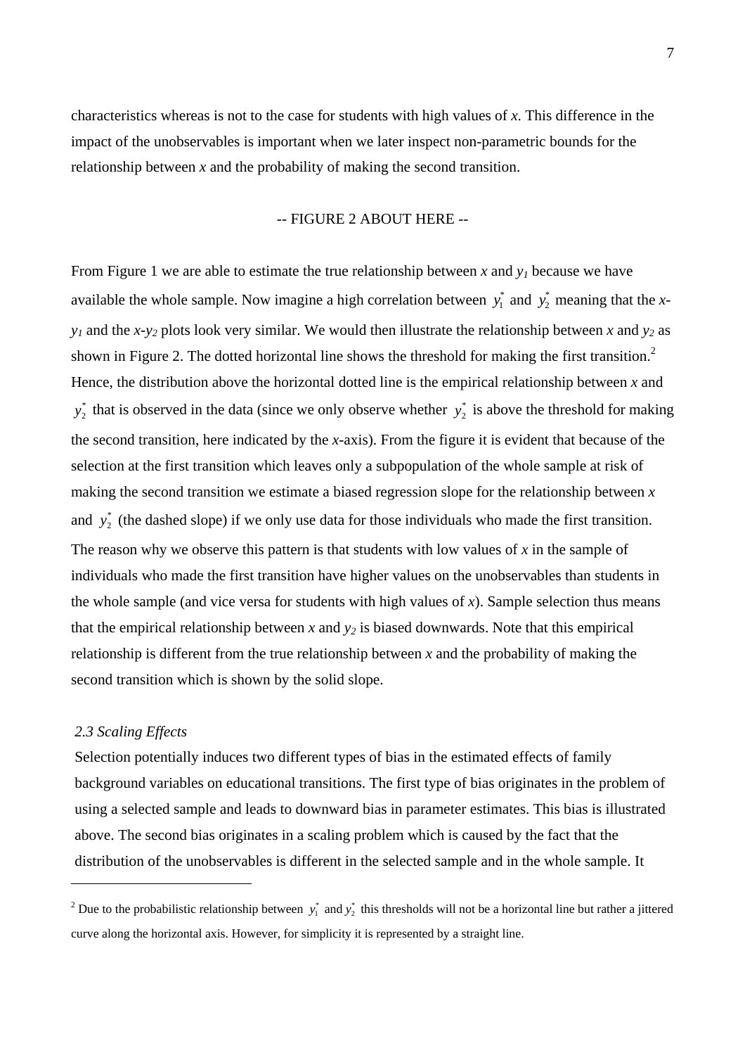characteristics whereas is not to the case for students with high values of *x*. This difference in the impact of the unobservables is important when we later inspect non-parametric bounds for the relationship between *x* and the probability of making the second transition.

-- FIGURE 2 ABOUT HERE --

From Figure 1 we are able to estimate the true relationship between *x* and $y_1$ because we have available the whole sample. Now imagine a high correlation between $y_1^*$ and $y_2^*$ meaning that the *x*-$y_1$ and the *x*-$y_2$ plots look very similar. We would then illustrate the relationship between *x* and $y_2$ as shown in Figure 2. The dotted horizontal line shows the threshold for making the first transition.[2] Hence, the distribution above the horizontal dotted line is the empirical relationship between *x* and $y_2^*$ that is observed in the data (since we only observe whether $y_2^*$ is above the threshold for making the second transition, here indicated by the *x*-axis). From the figure it is evident that because of the selection at the first transition which leaves only a subpopulation of the whole sample at risk of making the second transition we estimate a biased regression slope for the relationship between *x* and $y_2^*$ (the dashed slope) if we only use data for those individuals who made the first transition. The reason why we observe this pattern is that students with low values of *x* in the sample of individuals who made the first transition have higher values on the unobservables than students in the whole sample (and vice versa for students with high values of *x*). Sample selection thus means that the empirical relationship between *x* and $y_2$ is biased downwards. Note that this empirical relationship is different from the true relationship between *x* and the probability of making the second transition which is shown by the solid slope.

### *2.3 Scaling Effects*

Selection potentially induces two different types of bias in the estimated effects of family background variables on educational transitions. The first type of bias originates in the problem of using a selected sample and leads to downward bias in parameter estimates. This bias is illustrated above. The second bias originates in a scaling problem which is caused by the fact that the distribution of the unobservables is different in the selected sample and in the whole sample. It

---

[2] Due to the probabilistic relationship between $y_1^*$ and $y_2^*$ this thresholds will not be a horizontal line but rather a jittered curve along the horizontal axis. However, for simplicity it is represented by a straight line.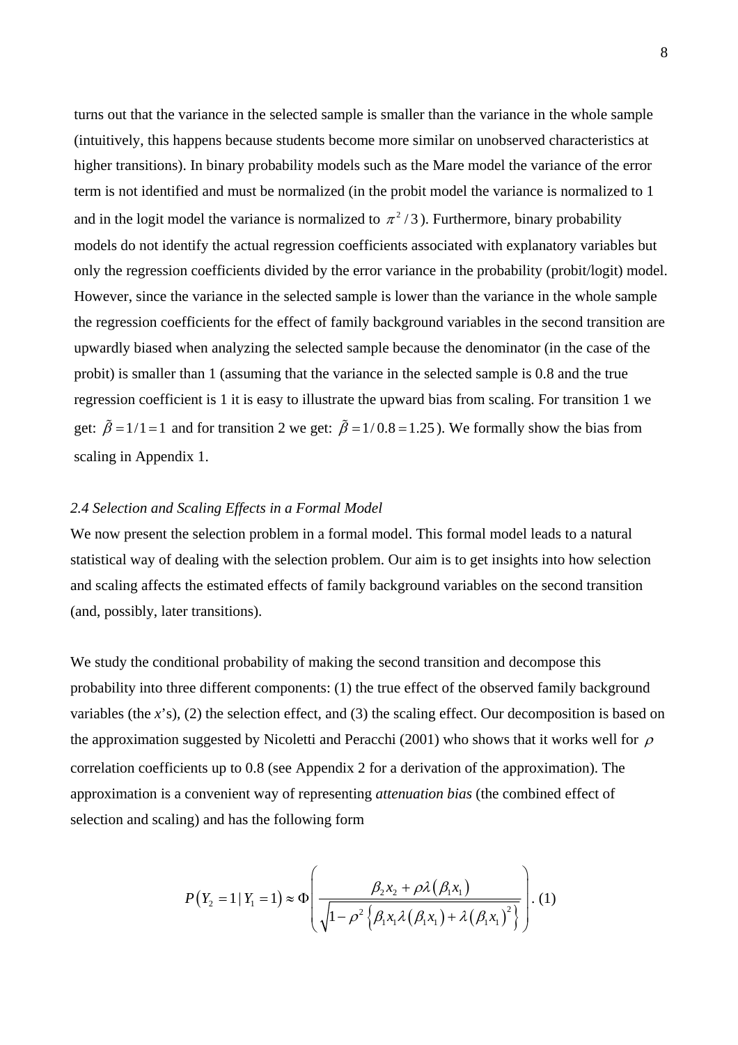turns out that the variance in the selected sample is smaller than the variance in the whole sample (intuitively, this happens because students become more similar on unobserved characteristics at higher transitions). In binary probability models such as the Mare model the variance of the error term is not identified and must be normalized (in the probit model the variance is normalized to 1 and in the logit model the variance is normalized to $\pi^2/3$). Furthermore, binary probability models do not identify the actual regression coefficients associated with explanatory variables but only the regression coefficients divided by the error variance in the probability (probit/logit) model. However, since the variance in the selected sample is lower than the variance in the whole sample the regression coefficients for the effect of family background variables in the second transition are upwardly biased when analyzing the selected sample because the denominator (in the case of the probit) is smaller than 1 (assuming that the variance in the selected sample is 0.8 and the true regression coefficient is 1 it is easy to illustrate the upward bias from scaling. For transition 1 we get: $\tilde{\beta} = 1/1 = 1$ and for transition 2 we get: $\tilde{\beta} = 1/0.8 = 1.25$). We formally show the bias from scaling in Appendix 1.

### *2.4 Selection and Scaling Effects in a Formal Model*

We now present the selection problem in a formal model. This formal model leads to a natural statistical way of dealing with the selection problem. Our aim is to get insights into how selection and scaling affects the estimated effects of family background variables on the second transition (and, possibly, later transitions).

We study the conditional probability of making the second transition and decompose this probability into three different components: (1) the true effect of the observed family background variables (the *x*'s), (2) the selection effect, and (3) the scaling effect. Our decomposition is based on the approximation suggested by Nicoletti and Peracchi (2001) who shows that it works well for $\rho$ correlation coefficients up to 0.8 (see Appendix 2 for a derivation of the approximation). The approximation is a convenient way of representing *attenuation bias* (the combined effect of selection and scaling) and has the following form

$$P\left(Y_2 = 1 \mid Y_1 = 1\right) \approx \Phi\left( \frac{\beta_2 x_2 + \rho\lambda\left(\beta_1 x_1\right)}{\sqrt{1-\rho^2\left\{\beta_1 x_1 \lambda\left(\beta_1 x_1\right) + \lambda\left(\beta_1 x_1\right)^2\right\}}} \right). \quad (1)$$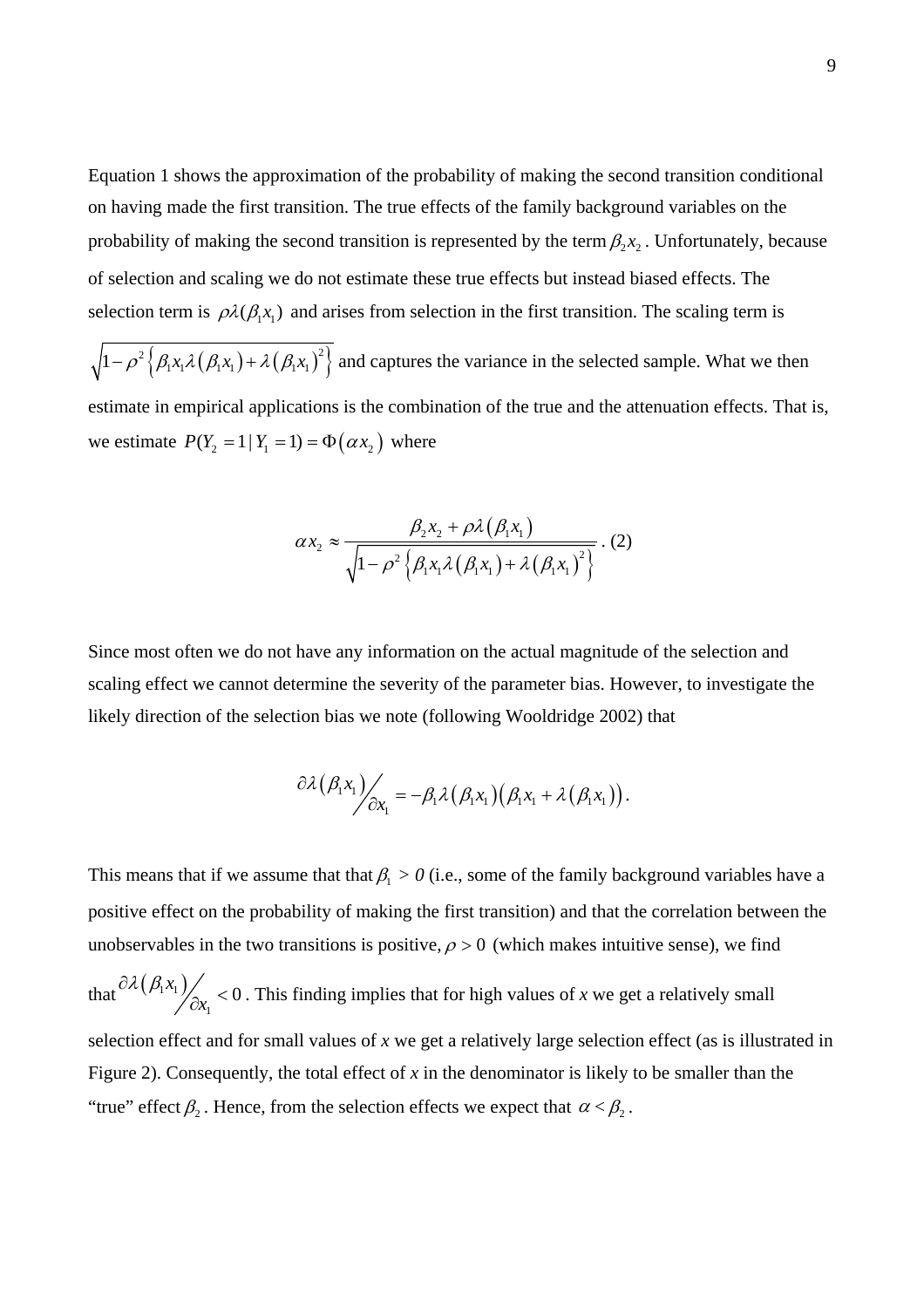Equation 1 shows the approximation of the probability of making the second transition conditional on having made the first transition. The true effects of the family background variables on the probability of making the second transition is represented by the term $\beta_2 x_2$. Unfortunately, because of selection and scaling we do not estimate these true effects but instead biased effects. The selection term is $\rho\lambda(\beta_1 x_1)$ and arises from selection in the first transition. The scaling term is $\sqrt{1-\rho^2\left\{\beta_1 x_1 \lambda\left(\beta_1 x_1\right)+\lambda\left(\beta_1 x_1\right)^2\right\}}$ and captures the variance in the selected sample. What we then estimate in empirical applications is the combination of the true and the attenuation effects. That is, we estimate $P(Y_2 = 1 | Y_1 = 1) = \Phi\left(\alpha x_2\right)$ where

$$\alpha x_2 \approx \frac{\beta_2 x_2 + \rho\lambda\left(\beta_1 x_1\right)}{\sqrt{1-\rho^2\left\{\beta_1 x_1 \lambda\left(\beta_1 x_1\right)+\lambda\left(\beta_1 x_1\right)^2\right\}}}. \quad (2)$$

Since most often we do not have any information on the actual magnitude of the selection and scaling effect we cannot determine the severity of the parameter bias. However, to investigate the likely direction of the selection bias we note (following Wooldridge 2002) that

$$\partial\lambda\left(\beta_1 x_1\right) / \partial x_1 = -\beta_1 \lambda\left(\beta_1 x_1\right)\left(\beta_1 x_1 + \lambda\left(\beta_1 x_1\right)\right).$$

This means that if we assume that that $\beta_1 > 0$ (i.e., some of the family background variables have a positive effect on the probability of making the first transition) and that the correlation between the unobservables in the two transitions is positive, $\rho > 0$ (which makes intuitive sense), we find that $\partial\lambda\left(\beta_1 x_1\right) / \partial x_1 < 0$. This finding implies that for high values of *x* we get a relatively small selection effect and for small values of *x* we get a relatively large selection effect (as is illustrated in Figure 2). Consequently, the total effect of *x* in the denominator is likely to be smaller than the "true" effect $\beta_2$. Hence, from the selection effects we expect that $\alpha < \beta_2$.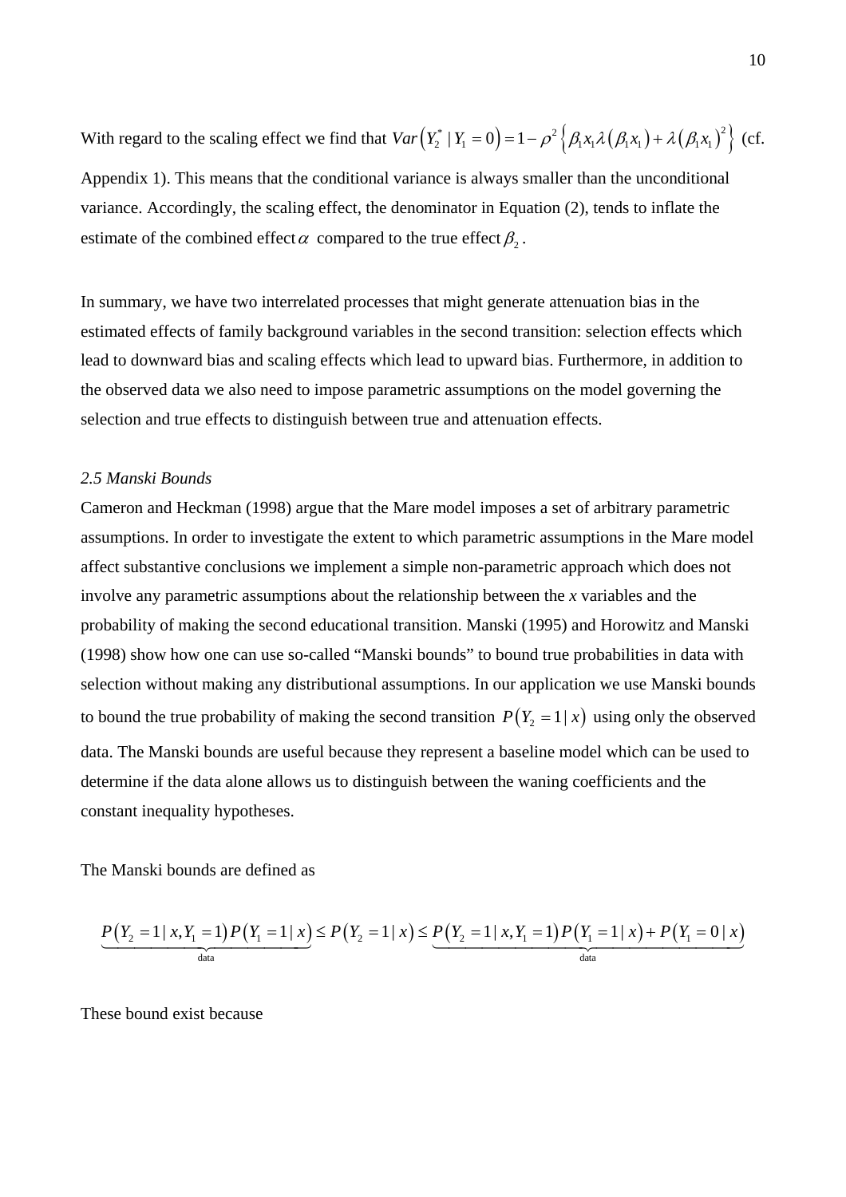With regard to the scaling effect we find that $Var\left(Y_2^* \mid Y_1 = 0\right) = 1 - \rho^2 \left\{ \beta_1 x_1 \lambda\left(\beta_1 x_1\right) + \lambda\left(\beta_1 x_1\right)^2 \right\}$ (cf. Appendix 1). This means that the conditional variance is always smaller than the unconditional variance. Accordingly, the scaling effect, the denominator in Equation (2), tends to inflate the estimate of the combined effect $\alpha$ compared to the true effect $\beta_2$.

In summary, we have two interrelated processes that might generate attenuation bias in the estimated effects of family background variables in the second transition: selection effects which lead to downward bias and scaling effects which lead to upward bias. Furthermore, in addition to the observed data we also need to impose parametric assumptions on the model governing the selection and true effects to distinguish between true and attenuation effects.

### *2.5 Manski Bounds*

Cameron and Heckman (1998) argue that the Mare model imposes a set of arbitrary parametric assumptions. In order to investigate the extent to which parametric assumptions in the Mare model affect substantive conclusions we implement a simple non-parametric approach which does not involve any parametric assumptions about the relationship between the *x* variables and the probability of making the second educational transition. Manski (1995) and Horowitz and Manski (1998) show how one can use so-called "Manski bounds" to bound true probabilities in data with selection without making any distributional assumptions. In our application we use Manski bounds to bound the true probability of making the second transition $P\left(Y_2 = 1 \mid x\right)$ using only the observed data. The Manski bounds are useful because they represent a baseline model which can be used to determine if the data alone allows us to distinguish between the waning coefficients and the constant inequality hypotheses.

The Manski bounds are defined as

$$\underbrace{P\left(Y_2 = 1 \mid x, Y_1 = 1\right) P\left(Y_1 = 1 \mid x\right)}_{\text{data}} \leq P\left(Y_2 = 1 \mid x\right) \leq \underbrace{P\left(Y_2 = 1 \mid x, Y_1 = 1\right) P\left(Y_1 = 1 \mid x\right) + P\left(Y_1 = 0 \mid x\right)}_{\text{data}}$$

These bound exist because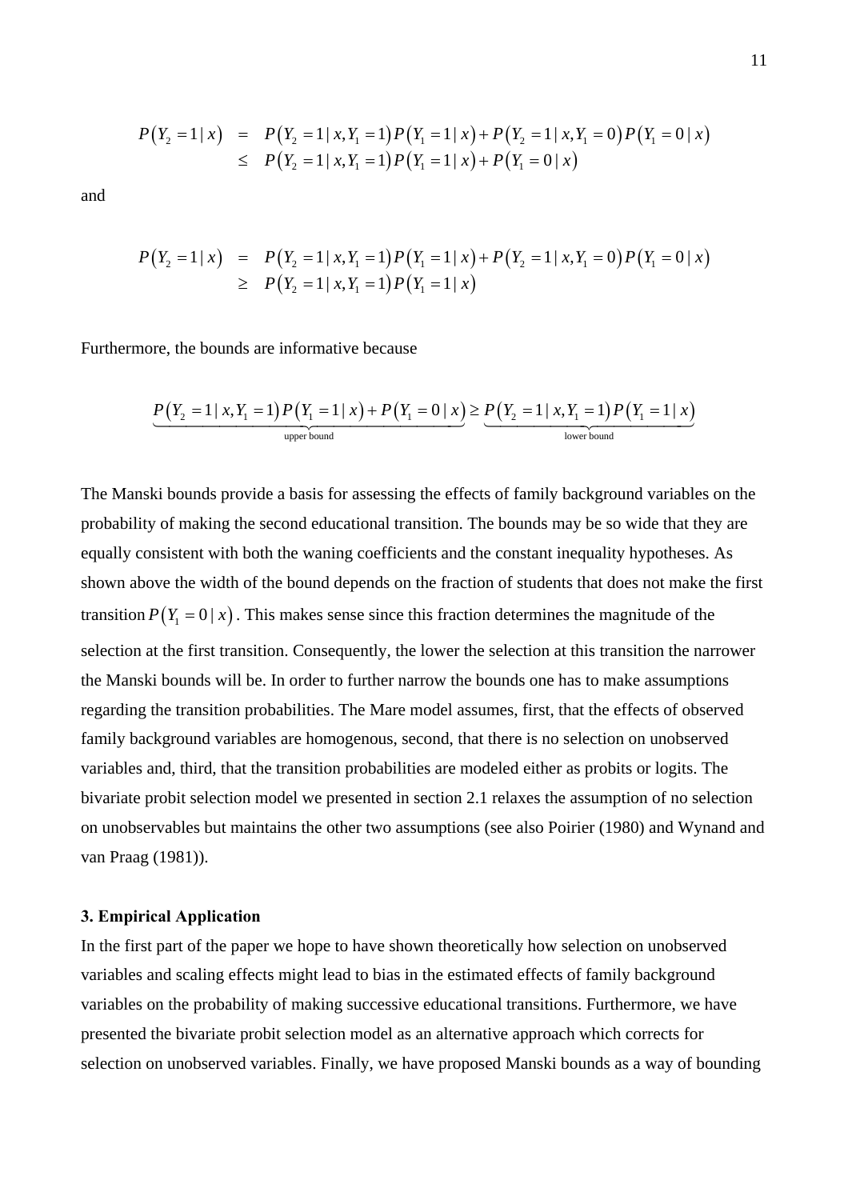$$
\begin{aligned}
P(Y_2 = 1 \mid x) &= P(Y_2 = 1 \mid x, Y_1 = 1) P(Y_1 = 1 \mid x) + P(Y_2 = 1 \mid x, Y_1 = 0) P(Y_1 = 0 \mid x) \\
&\leq P(Y_2 = 1 \mid x, Y_1 = 1) P(Y_1 = 1 \mid x) + P(Y_1 = 0 \mid x)
\end{aligned}
$$

and

$$
\begin{aligned}
P(Y_2 = 1 \mid x) &= P(Y_2 = 1 \mid x, Y_1 = 1) P(Y_1 = 1 \mid x) + P(Y_2 = 1 \mid x, Y_1 = 0) P(Y_1 = 0 \mid x) \\
&\geq P(Y_2 = 1 \mid x, Y_1 = 1) P(Y_1 = 1 \mid x)
\end{aligned}
$$

Furthermore, the bounds are informative because

$$
\underbrace{P(Y_2 = 1 \mid x, Y_1 = 1) P(Y_1 = 1 \mid x) + P(Y_1 = 0 \mid x)}_{\text{upper bound}} \geq \underbrace{P(Y_2 = 1 \mid x, Y_1 = 1) P(Y_1 = 1 \mid x)}_{\text{lower bound}}
$$

The Manski bounds provide a basis for assessing the effects of family background variables on the probability of making the second educational transition. The bounds may be so wide that they are equally consistent with both the waning coefficients and the constant inequality hypotheses. As shown above the width of the bound depends on the fraction of students that does not make the first transition $P(Y_1 = 0 \mid x)$. This makes sense since this fraction determines the magnitude of the selection at the first transition. Consequently, the lower the selection at this transition the narrower the Manski bounds will be. In order to further narrow the bounds one has to make assumptions regarding the transition probabilities. The Mare model assumes, first, that the effects of observed family background variables are homogenous, second, that there is no selection on unobserved variables and, third, that the transition probabilities are modeled either as probits or logits. The bivariate probit selection model we presented in section 2.1 relaxes the assumption of no selection on unobservables but maintains the other two assumptions (see also Poirier (1980) and Wynand and van Praag (1981)).

**3. Empirical Application**

In the first part of the paper we hope to have shown theoretically how selection on unobserved variables and scaling effects might lead to bias in the estimated effects of family background variables on the probability of making successive educational transitions. Furthermore, we have presented the bivariate probit selection model as an alternative approach which corrects for selection on unobserved variables. Finally, we have proposed Manski bounds as a way of bounding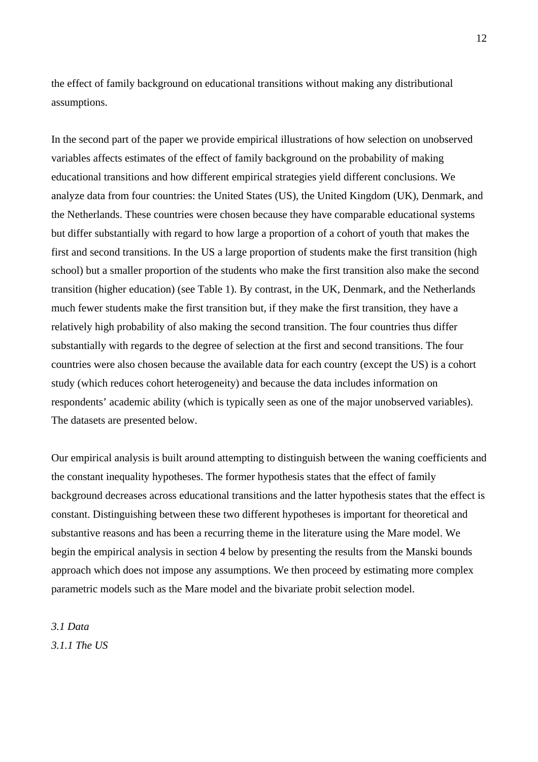the effect of family background on educational transitions without making any distributional assumptions.

In the second part of the paper we provide empirical illustrations of how selection on unobserved variables affects estimates of the effect of family background on the probability of making educational transitions and how different empirical strategies yield different conclusions. We analyze data from four countries: the United States (US), the United Kingdom (UK), Denmark, and the Netherlands. These countries were chosen because they have comparable educational systems but differ substantially with regard to how large a proportion of a cohort of youth that makes the first and second transitions. In the US a large proportion of students make the first transition (high school) but a smaller proportion of the students who make the first transition also make the second transition (higher education) (see Table 1). By contrast, in the UK, Denmark, and the Netherlands much fewer students make the first transition but, if they make the first transition, they have a relatively high probability of also making the second transition. The four countries thus differ substantially with regards to the degree of selection at the first and second transitions. The four countries were also chosen because the available data for each country (except the US) is a cohort study (which reduces cohort heterogeneity) and because the data includes information on respondents' academic ability (which is typically seen as one of the major unobserved variables). The datasets are presented below.

Our empirical analysis is built around attempting to distinguish between the waning coefficients and the constant inequality hypotheses. The former hypothesis states that the effect of family background decreases across educational transitions and the latter hypothesis states that the effect is constant. Distinguishing between these two different hypotheses is important for theoretical and substantive reasons and has been a recurring theme in the literature using the Mare model. We begin the empirical analysis in section 4 below by presenting the results from the Manski bounds approach which does not impose any assumptions. We then proceed by estimating more complex parametric models such as the Mare model and the bivariate probit selection model.

### *3.1 Data*

#### *3.1.1 The US*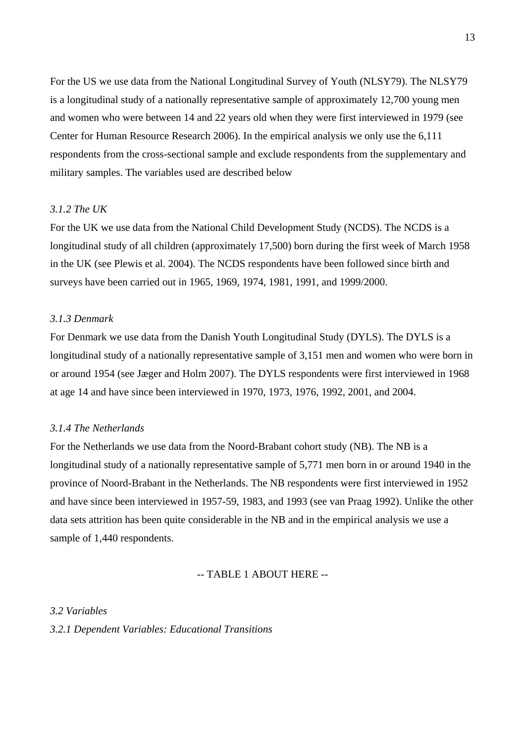For the US we use data from the National Longitudinal Survey of Youth (NLSY79). The NLSY79 is a longitudinal study of a nationally representative sample of approximately 12,700 young men and women who were between 14 and 22 years old when they were first interviewed in 1979 (see Center for Human Resource Research 2006). In the empirical analysis we only use the 6,111 respondents from the cross-sectional sample and exclude respondents from the supplementary and military samples. The variables used are described below

*3.1.2 The UK*

For the UK we use data from the National Child Development Study (NCDS). The NCDS is a longitudinal study of all children (approximately 17,500) born during the first week of March 1958 in the UK (see Plewis et al. 2004). The NCDS respondents have been followed since birth and surveys have been carried out in 1965, 1969, 1974, 1981, 1991, and 1999/2000.

*3.1.3 Denmark*

For Denmark we use data from the Danish Youth Longitudinal Study (DYLS). The DYLS is a longitudinal study of a nationally representative sample of 3,151 men and women who were born in or around 1954 (see Jæger and Holm 2007). The DYLS respondents were first interviewed in 1968 at age 14 and have since been interviewed in 1970, 1973, 1976, 1992, 2001, and 2004.

*3.1.4 The Netherlands*

For the Netherlands we use data from the Noord-Brabant cohort study (NB). The NB is a longitudinal study of a nationally representative sample of 5,771 men born in or around 1940 in the province of Noord-Brabant in the Netherlands. The NB respondents were first interviewed in 1952 and have since been interviewed in 1957-59, 1983, and 1993 (see van Praag 1992). Unlike the other data sets attrition has been quite considerable in the NB and in the empirical analysis we use a sample of 1,440 respondents.

-- TABLE 1 ABOUT HERE --

*3.2 Variables*

*3.2.1 Dependent Variables: Educational Transitions*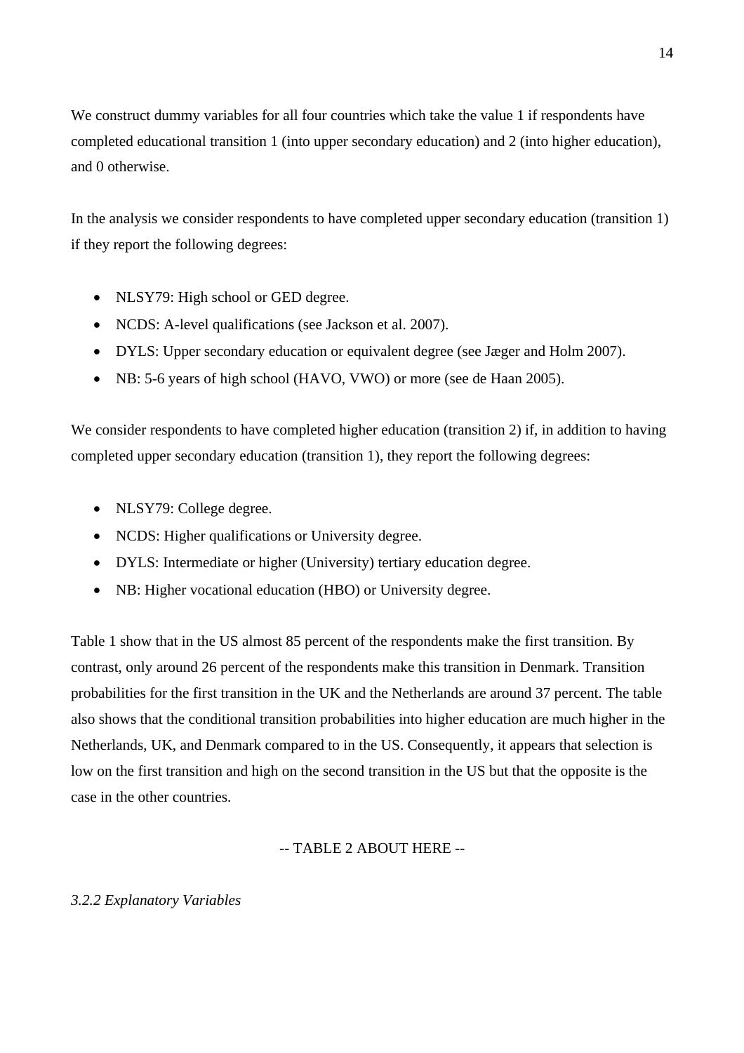We construct dummy variables for all four countries which take the value 1 if respondents have completed educational transition 1 (into upper secondary education) and 2 (into higher education), and 0 otherwise.

In the analysis we consider respondents to have completed upper secondary education (transition 1) if they report the following degrees:

- NLSY79: High school or GED degree.
- NCDS: A-level qualifications (see Jackson et al. 2007).
- DYLS: Upper secondary education or equivalent degree (see Jæger and Holm 2007).
- NB: 5-6 years of high school (HAVO, VWO) or more (see de Haan 2005).

We consider respondents to have completed higher education (transition 2) if, in addition to having completed upper secondary education (transition 1), they report the following degrees:

- NLSY79: College degree.
- NCDS: Higher qualifications or University degree.
- DYLS: Intermediate or higher (University) tertiary education degree.
- NB: Higher vocational education (HBO) or University degree.

Table 1 show that in the US almost 85 percent of the respondents make the first transition. By contrast, only around 26 percent of the respondents make this transition in Denmark. Transition probabilities for the first transition in the UK and the Netherlands are around 37 percent. The table also shows that the conditional transition probabilities into higher education are much higher in the Netherlands, UK, and Denmark compared to in the US. Consequently, it appears that selection is low on the first transition and high on the second transition in the US but that the opposite is the case in the other countries.

-- TABLE 2 ABOUT HERE --

*3.2.2 Explanatory Variables*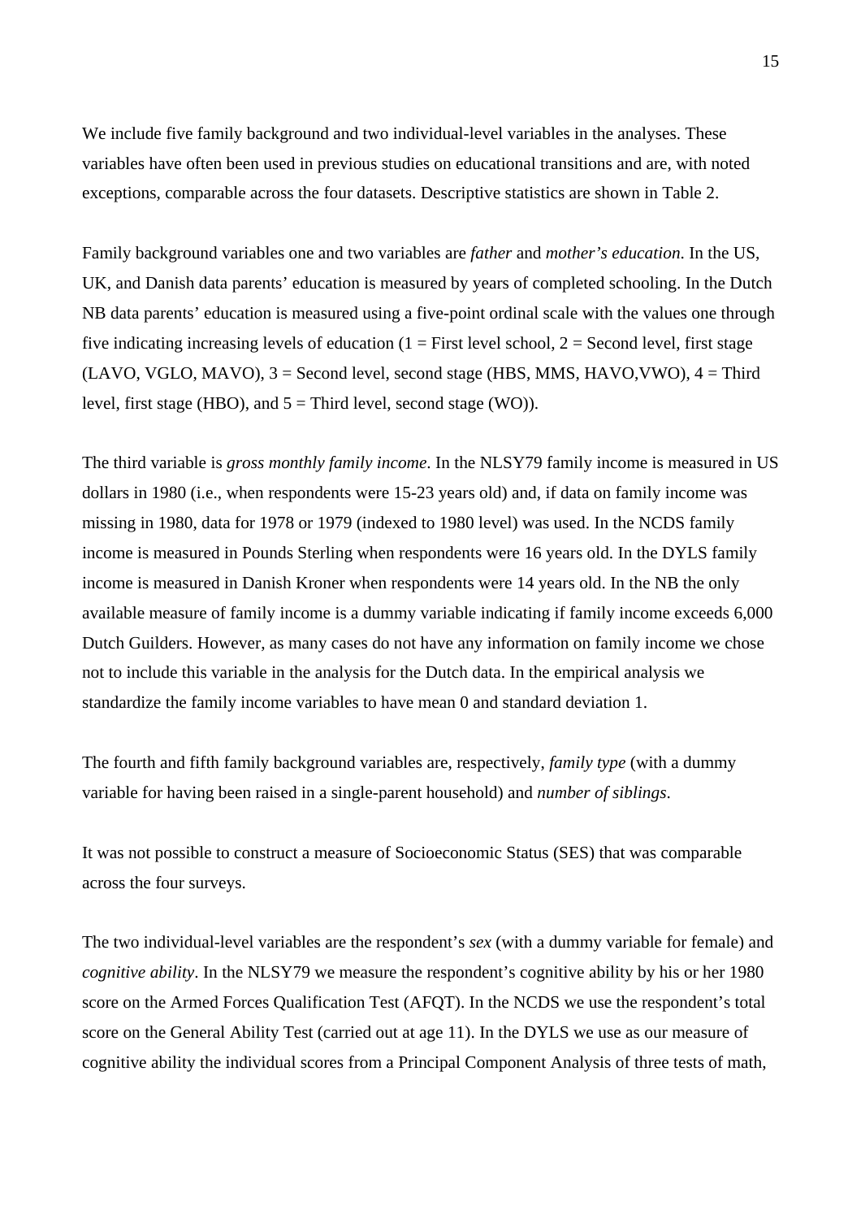We include five family background and two individual-level variables in the analyses. These variables have often been used in previous studies on educational transitions and are, with noted exceptions, comparable across the four datasets. Descriptive statistics are shown in Table 2.

Family background variables one and two variables are *father* and *mother's education*. In the US, UK, and Danish data parents' education is measured by years of completed schooling. In the Dutch NB data parents' education is measured using a five-point ordinal scale with the values one through five indicating increasing levels of education (1 = First level school, 2 = Second level, first stage (LAVO, VGLO, MAVO), 3 = Second level, second stage (HBS, MMS, HAVO,VWO), 4 = Third level, first stage (HBO), and 5 = Third level, second stage (WO)).

The third variable is *gross monthly family income*. In the NLSY79 family income is measured in US dollars in 1980 (i.e., when respondents were 15-23 years old) and, if data on family income was missing in 1980, data for 1978 or 1979 (indexed to 1980 level) was used. In the NCDS family income is measured in Pounds Sterling when respondents were 16 years old. In the DYLS family income is measured in Danish Kroner when respondents were 14 years old. In the NB the only available measure of family income is a dummy variable indicating if family income exceeds 6,000 Dutch Guilders. However, as many cases do not have any information on family income we chose not to include this variable in the analysis for the Dutch data. In the empirical analysis we standardize the family income variables to have mean 0 and standard deviation 1.

The fourth and fifth family background variables are, respectively, *family type* (with a dummy variable for having been raised in a single-parent household) and *number of siblings*.

It was not possible to construct a measure of Socioeconomic Status (SES) that was comparable across the four surveys.

The two individual-level variables are the respondent's *sex* (with a dummy variable for female) and *cognitive ability*. In the NLSY79 we measure the respondent's cognitive ability by his or her 1980 score on the Armed Forces Qualification Test (AFQT). In the NCDS we use the respondent's total score on the General Ability Test (carried out at age 11). In the DYLS we use as our measure of cognitive ability the individual scores from a Principal Component Analysis of three tests of math,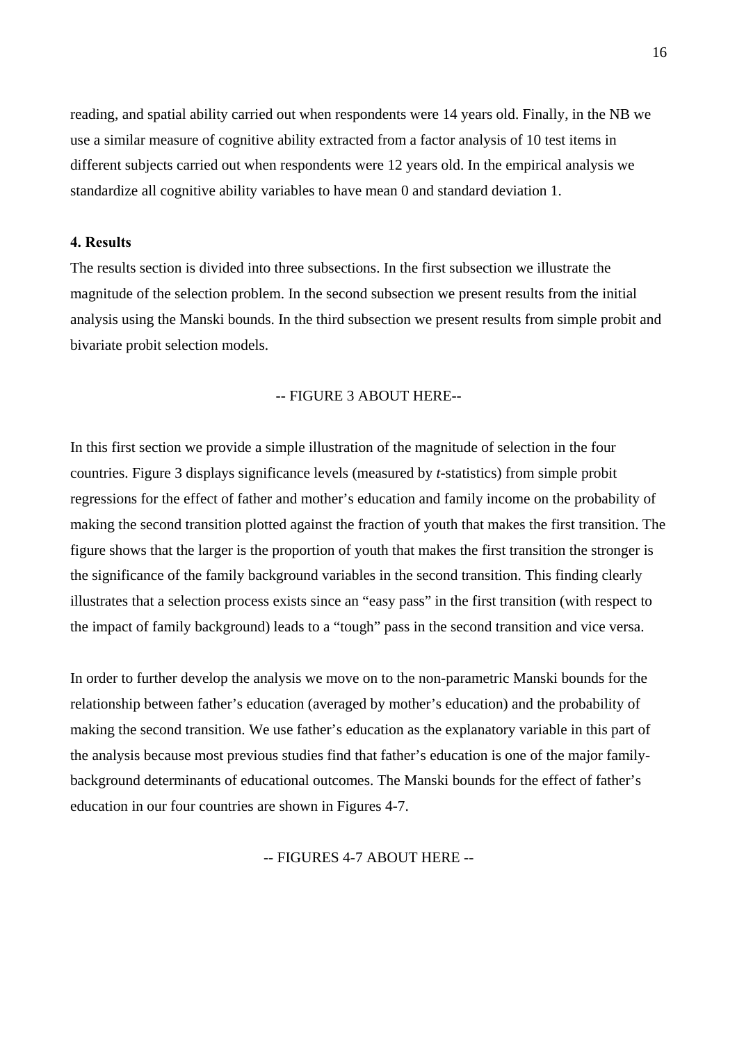reading, and spatial ability carried out when respondents were 14 years old. Finally, in the NB we use a similar measure of cognitive ability extracted from a factor analysis of 10 test items in different subjects carried out when respondents were 12 years old. In the empirical analysis we standardize all cognitive ability variables to have mean 0 and standard deviation 1.

## 4. Results

The results section is divided into three subsections. In the first subsection we illustrate the magnitude of the selection problem. In the second subsection we present results from the initial analysis using the Manski bounds. In the third subsection we present results from simple probit and bivariate probit selection models.

-- FIGURE 3 ABOUT HERE--

In this first section we provide a simple illustration of the magnitude of selection in the four countries. Figure 3 displays significance levels (measured by *t*-statistics) from simple probit regressions for the effect of father and mother's education and family income on the probability of making the second transition plotted against the fraction of youth that makes the first transition. The figure shows that the larger is the proportion of youth that makes the first transition the stronger is the significance of the family background variables in the second transition. This finding clearly illustrates that a selection process exists since an "easy pass" in the first transition (with respect to the impact of family background) leads to a "tough" pass in the second transition and vice versa.

In order to further develop the analysis we move on to the non-parametric Manski bounds for the relationship between father's education (averaged by mother's education) and the probability of making the second transition. We use father's education as the explanatory variable in this part of the analysis because most previous studies find that father's education is one of the major family-background determinants of educational outcomes. The Manski bounds for the effect of father's education in our four countries are shown in Figures 4-7.

-- FIGURES 4-7 ABOUT HERE --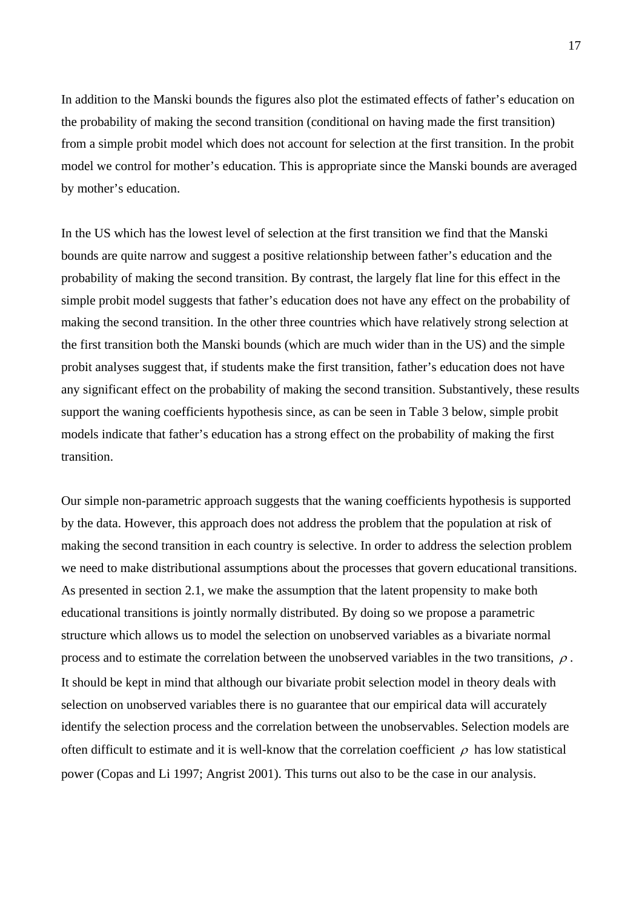In addition to the Manski bounds the figures also plot the estimated effects of father's education on the probability of making the second transition (conditional on having made the first transition) from a simple probit model which does not account for selection at the first transition. In the probit model we control for mother's education. This is appropriate since the Manski bounds are averaged by mother's education.

In the US which has the lowest level of selection at the first transition we find that the Manski bounds are quite narrow and suggest a positive relationship between father's education and the probability of making the second transition. By contrast, the largely flat line for this effect in the simple probit model suggests that father's education does not have any effect on the probability of making the second transition. In the other three countries which have relatively strong selection at the first transition both the Manski bounds (which are much wider than in the US) and the simple probit analyses suggest that, if students make the first transition, father's education does not have any significant effect on the probability of making the second transition. Substantively, these results support the waning coefficients hypothesis since, as can be seen in Table 3 below, simple probit models indicate that father's education has a strong effect on the probability of making the first transition.

Our simple non-parametric approach suggests that the waning coefficients hypothesis is supported by the data. However, this approach does not address the problem that the population at risk of making the second transition in each country is selective. In order to address the selection problem we need to make distributional assumptions about the processes that govern educational transitions. As presented in section 2.1, we make the assumption that the latent propensity to make both educational transitions is jointly normally distributed. By doing so we propose a parametric structure which allows us to model the selection on unobserved variables as a bivariate normal process and to estimate the correlation between the unobserved variables in the two transitions, $\rho$. It should be kept in mind that although our bivariate probit selection model in theory deals with selection on unobserved variables there is no guarantee that our empirical data will accurately identify the selection process and the correlation between the unobservables. Selection models are often difficult to estimate and it is well-know that the correlation coefficient $\rho$ has low statistical power (Copas and Li 1997; Angrist 2001). This turns out also to be the case in our analysis.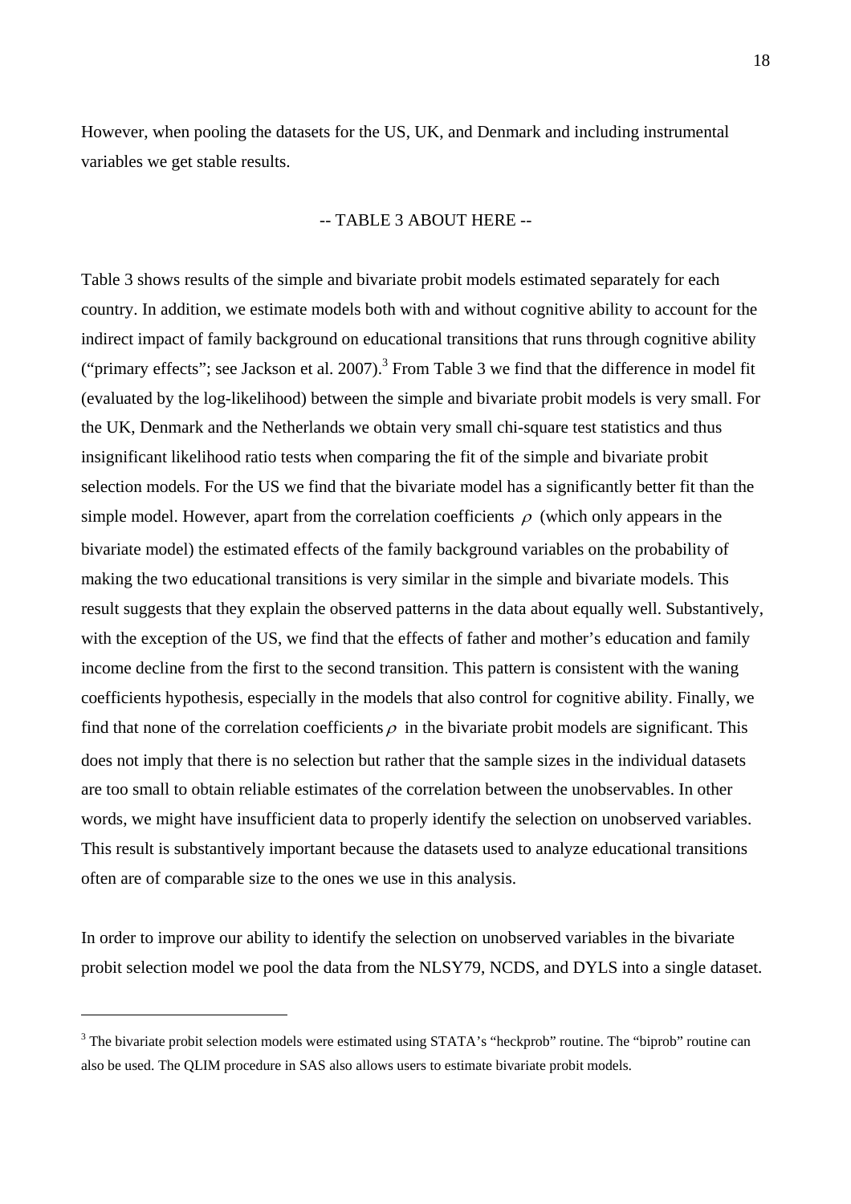However, when pooling the datasets for the US, UK, and Denmark and including instrumental variables we get stable results.

-- TABLE 3 ABOUT HERE --

Table 3 shows results of the simple and bivariate probit models estimated separately for each country. In addition, we estimate models both with and without cognitive ability to account for the indirect impact of family background on educational transitions that runs through cognitive ability ("primary effects"; see Jackson et al. 2007).[3] From Table 3 we find that the difference in model fit (evaluated by the log-likelihood) between the simple and bivariate probit models is very small. For the UK, Denmark and the Netherlands we obtain very small chi-square test statistics and thus insignificant likelihood ratio tests when comparing the fit of the simple and bivariate probit selection models. For the US we find that the bivariate model has a significantly better fit than the simple model. However, apart from the correlation coefficients $\rho$ (which only appears in the bivariate model) the estimated effects of the family background variables on the probability of making the two educational transitions is very similar in the simple and bivariate models. This result suggests that they explain the observed patterns in the data about equally well. Substantively, with the exception of the US, we find that the effects of father and mother's education and family income decline from the first to the second transition. This pattern is consistent with the waning coefficients hypothesis, especially in the models that also control for cognitive ability. Finally, we find that none of the correlation coefficients $\rho$ in the bivariate probit models are significant. This does not imply that there is no selection but rather that the sample sizes in the individual datasets are too small to obtain reliable estimates of the correlation between the unobservables. In other words, we might have insufficient data to properly identify the selection on unobserved variables. This result is substantively important because the datasets used to analyze educational transitions often are of comparable size to the ones we use in this analysis.

In order to improve our ability to identify the selection on unobserved variables in the bivariate probit selection model we pool the data from the NLSY79, NCDS, and DYLS into a single dataset.

[3] The bivariate probit selection models were estimated using STATA's "heckprob" routine. The "biprob" routine can also be used. The QLIM procedure in SAS also allows users to estimate bivariate probit models.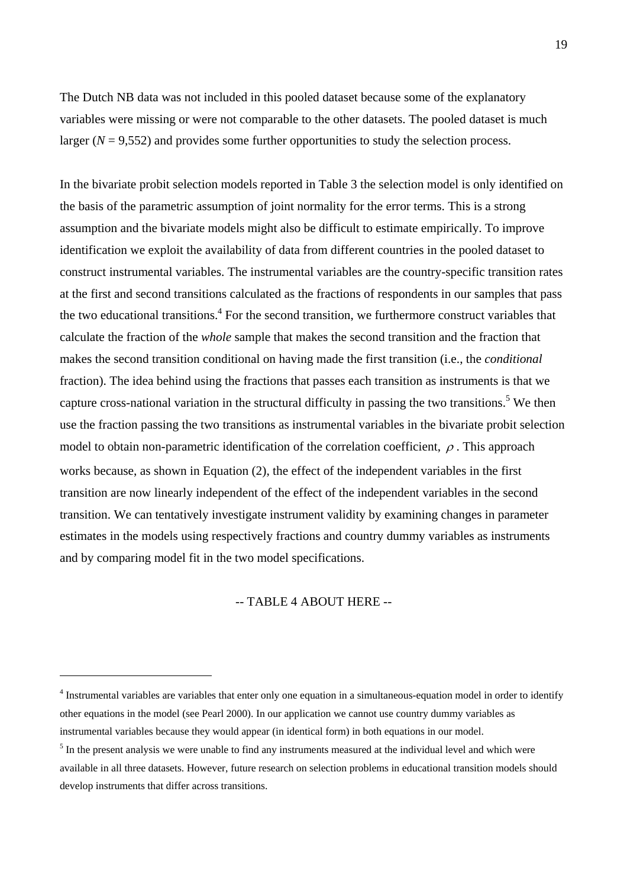The Dutch NB data was not included in this pooled dataset because some of the explanatory variables were missing or were not comparable to the other datasets. The pooled dataset is much larger ($N = 9{,}552$) and provides some further opportunities to study the selection process.

In the bivariate probit selection models reported in Table 3 the selection model is only identified on the basis of the parametric assumption of joint normality for the error terms. This is a strong assumption and the bivariate models might also be difficult to estimate empirically. To improve identification we exploit the availability of data from different countries in the pooled dataset to construct instrumental variables. The instrumental variables are the country-specific transition rates at the first and second transitions calculated as the fractions of respondents in our samples that pass the two educational transitions.[4] For the second transition, we furthermore construct variables that calculate the fraction of the *whole* sample that makes the second transition and the fraction that makes the second transition conditional on having made the first transition (i.e., the *conditional* fraction). The idea behind using the fractions that passes each transition as instruments is that we capture cross-national variation in the structural difficulty in passing the two transitions.[5] We then use the fraction passing the two transitions as instrumental variables in the bivariate probit selection model to obtain non-parametric identification of the correlation coefficient, $\rho$. This approach works because, as shown in Equation (2), the effect of the independent variables in the first transition are now linearly independent of the effect of the independent variables in the second transition. We can tentatively investigate instrument validity by examining changes in parameter estimates in the models using respectively fractions and country dummy variables as instruments and by comparing model fit in the two model specifications.

-- TABLE 4 ABOUT HERE --

---

[4] Instrumental variables are variables that enter only one equation in a simultaneous-equation model in order to identify other equations in the model (see Pearl 2000). In our application we cannot use country dummy variables as instrumental variables because they would appear (in identical form) in both equations in our model.

[5] In the present analysis we were unable to find any instruments measured at the individual level and which were available in all three datasets. However, future research on selection problems in educational transition models should develop instruments that differ across transitions.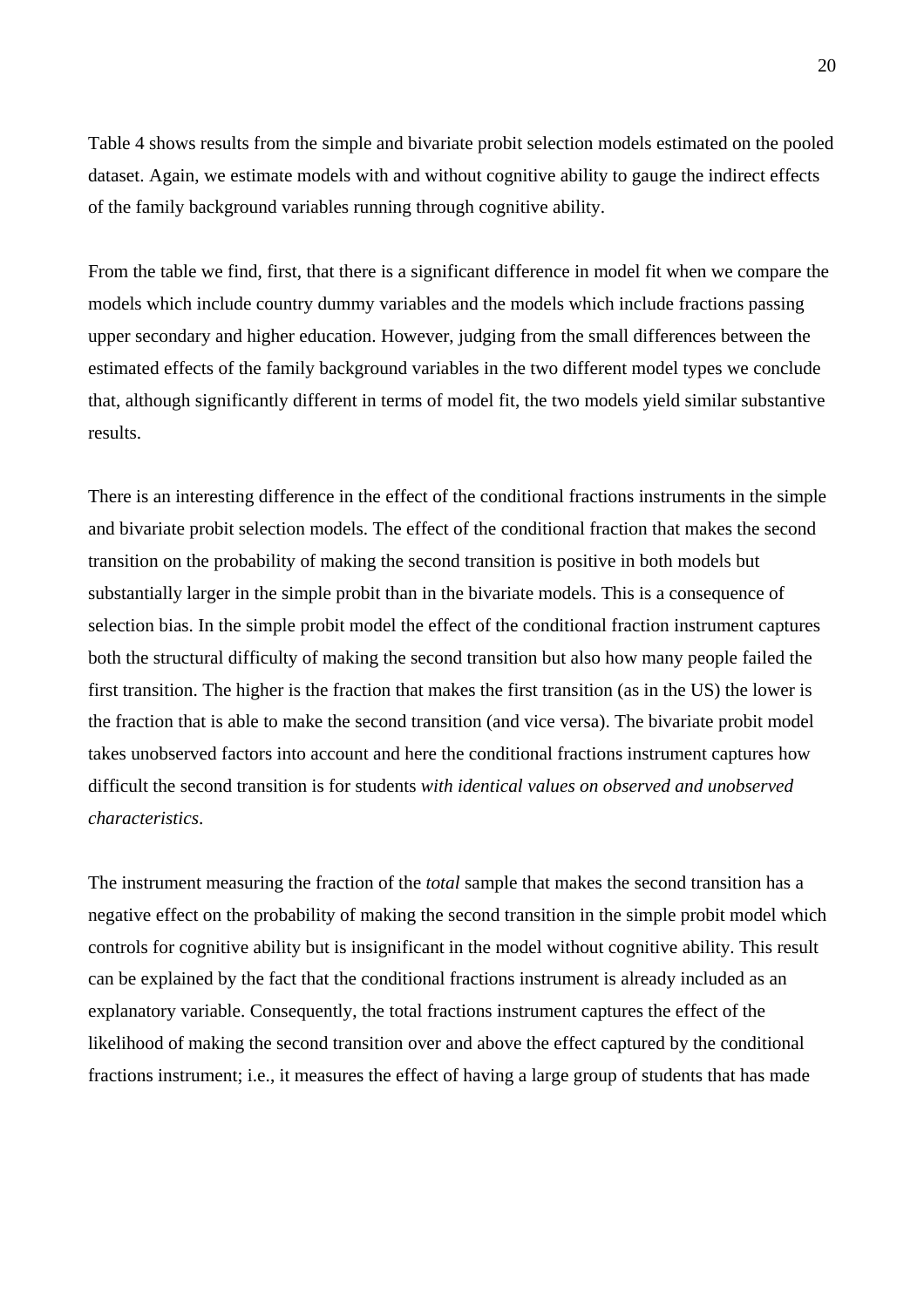Table 4 shows results from the simple and bivariate probit selection models estimated on the pooled dataset. Again, we estimate models with and without cognitive ability to gauge the indirect effects of the family background variables running through cognitive ability.

From the table we find, first, that there is a significant difference in model fit when we compare the models which include country dummy variables and the models which include fractions passing upper secondary and higher education. However, judging from the small differences between the estimated effects of the family background variables in the two different model types we conclude that, although significantly different in terms of model fit, the two models yield similar substantive results.

There is an interesting difference in the effect of the conditional fractions instruments in the simple and bivariate probit selection models. The effect of the conditional fraction that makes the second transition on the probability of making the second transition is positive in both models but substantially larger in the simple probit than in the bivariate models. This is a consequence of selection bias. In the simple probit model the effect of the conditional fraction instrument captures both the structural difficulty of making the second transition but also how many people failed the first transition. The higher is the fraction that makes the first transition (as in the US) the lower is the fraction that is able to make the second transition (and vice versa). The bivariate probit model takes unobserved factors into account and here the conditional fractions instrument captures how difficult the second transition is for students *with identical values on observed and unobserved characteristics*.

The instrument measuring the fraction of the *total* sample that makes the second transition has a negative effect on the probability of making the second transition in the simple probit model which controls for cognitive ability but is insignificant in the model without cognitive ability. This result can be explained by the fact that the conditional fractions instrument is already included as an explanatory variable. Consequently, the total fractions instrument captures the effect of the likelihood of making the second transition over and above the effect captured by the conditional fractions instrument; i.e., it measures the effect of having a large group of students that has made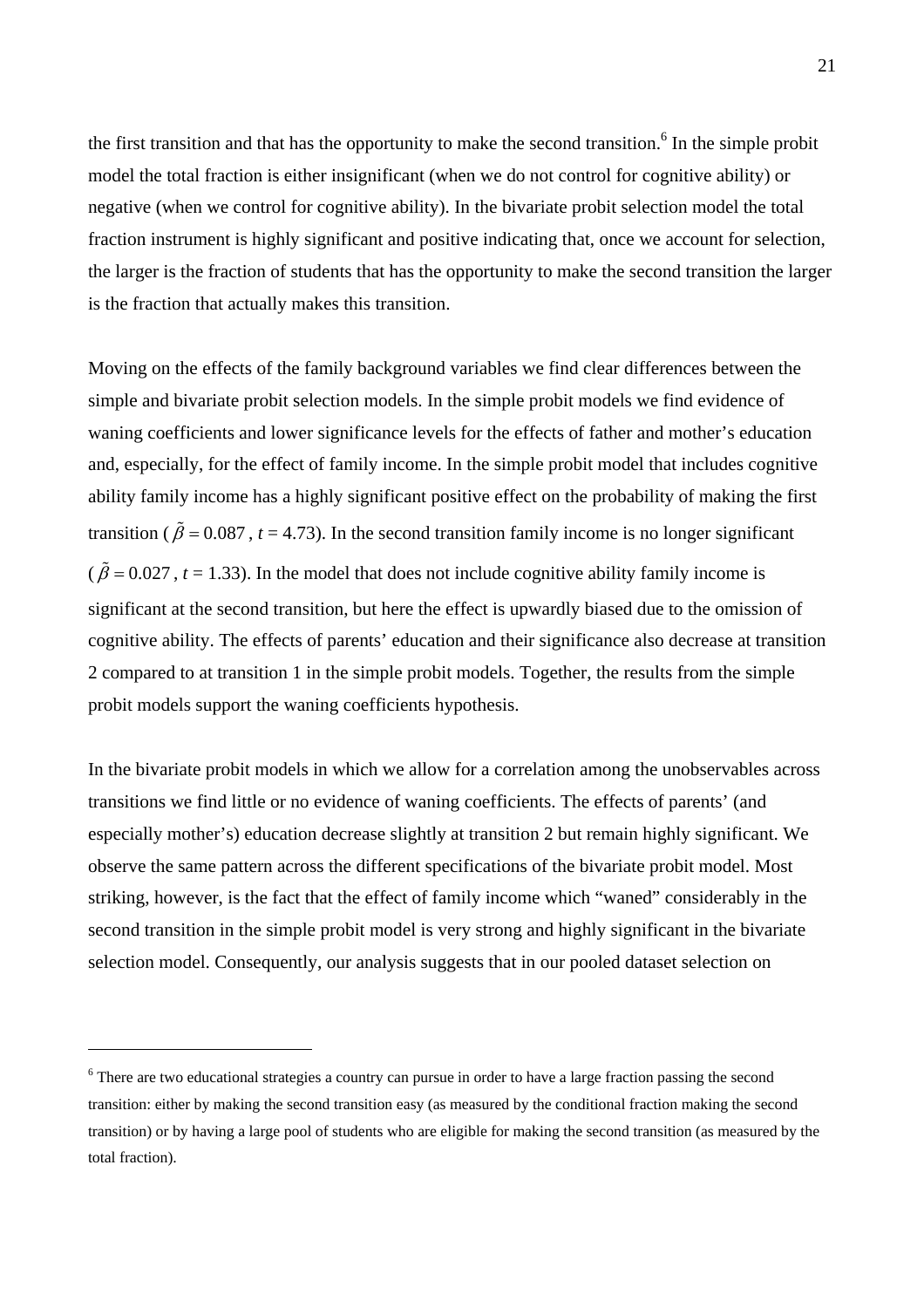the first transition and that has the opportunity to make the second transition.[6] In the simple probit model the total fraction is either insignificant (when we do not control for cognitive ability) or negative (when we control for cognitive ability). In the bivariate probit selection model the total fraction instrument is highly significant and positive indicating that, once we account for selection, the larger is the fraction of students that has the opportunity to make the second transition the larger is the fraction that actually makes this transition.

Moving on the effects of the family background variables we find clear differences between the simple and bivariate probit selection models. In the simple probit models we find evidence of waning coefficients and lower significance levels for the effects of father and mother's education and, especially, for the effect of family income. In the simple probit model that includes cognitive ability family income has a highly significant positive effect on the probability of making the first transition ($\tilde{\beta} = 0.087$, $t$ = 4.73). In the second transition family income is no longer significant ($\tilde{\beta} = 0.027$, $t$ = 1.33). In the model that does not include cognitive ability family income is significant at the second transition, but here the effect is upwardly biased due to the omission of cognitive ability. The effects of parents' education and their significance also decrease at transition 2 compared to at transition 1 in the simple probit models. Together, the results from the simple probit models support the waning coefficients hypothesis.

In the bivariate probit models in which we allow for a correlation among the unobservables across transitions we find little or no evidence of waning coefficients. The effects of parents' (and especially mother's) education decrease slightly at transition 2 but remain highly significant. We observe the same pattern across the different specifications of the bivariate probit model. Most striking, however, is the fact that the effect of family income which "waned" considerably in the second transition in the simple probit model is very strong and highly significant in the bivariate selection model. Consequently, our analysis suggests that in our pooled dataset selection on

---

[6] There are two educational strategies a country can pursue in order to have a large fraction passing the second transition: either by making the second transition easy (as measured by the conditional fraction making the second transition) or by having a large pool of students who are eligible for making the second transition (as measured by the total fraction).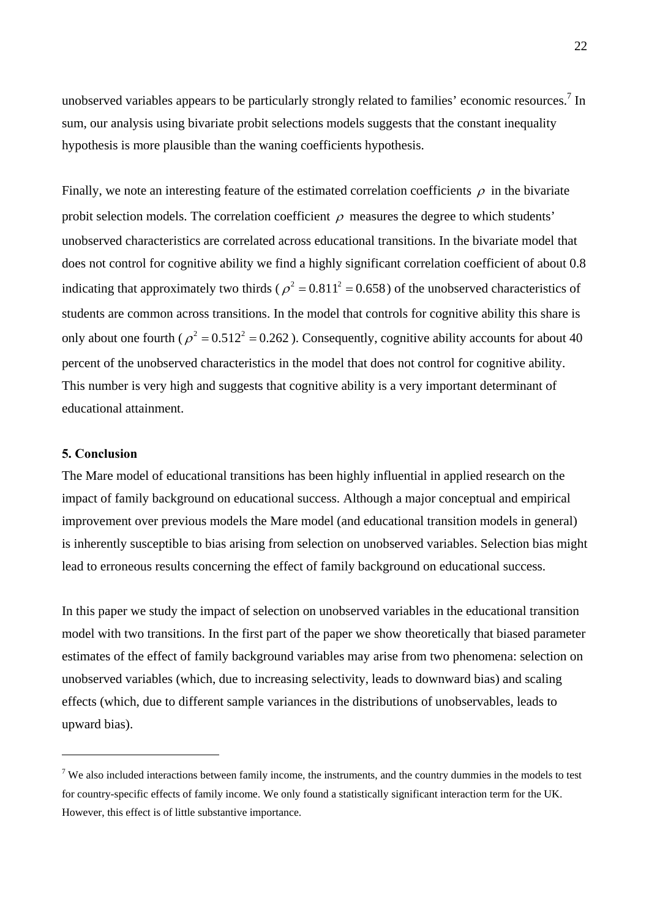unobserved variables appears to be particularly strongly related to families' economic resources.[7] In sum, our analysis using bivariate probit selections models suggests that the constant inequality hypothesis is more plausible than the waning coefficients hypothesis.

Finally, we note an interesting feature of the estimated correlation coefficients $\rho$ in the bivariate probit selection models. The correlation coefficient $\rho$ measures the degree to which students' unobserved characteristics are correlated across educational transitions. In the bivariate model that does not control for cognitive ability we find a highly significant correlation coefficient of about 0.8 indicating that approximately two thirds ($\rho^2 = 0.811^2 = 0.658$) of the unobserved characteristics of students are common across transitions. In the model that controls for cognitive ability this share is only about one fourth ($\rho^2 = 0.512^2 = 0.262$). Consequently, cognitive ability accounts for about 40 percent of the unobserved characteristics in the model that does not control for cognitive ability. This number is very high and suggests that cognitive ability is a very important determinant of educational attainment.

## 5. Conclusion

The Mare model of educational transitions has been highly influential in applied research on the impact of family background on educational success. Although a major conceptual and empirical improvement over previous models the Mare model (and educational transition models in general) is inherently susceptible to bias arising from selection on unobserved variables. Selection bias might lead to erroneous results concerning the effect of family background on educational success.

In this paper we study the impact of selection on unobserved variables in the educational transition model with two transitions. In the first part of the paper we show theoretically that biased parameter estimates of the effect of family background variables may arise from two phenomena: selection on unobserved variables (which, due to increasing selectivity, leads to downward bias) and scaling effects (which, due to different sample variances in the distributions of unobservables, leads to upward bias).

---

[7] We also included interactions between family income, the instruments, and the country dummies in the models to test for country-specific effects of family income. We only found a statistically significant interaction term for the UK. However, this effect is of little substantive importance.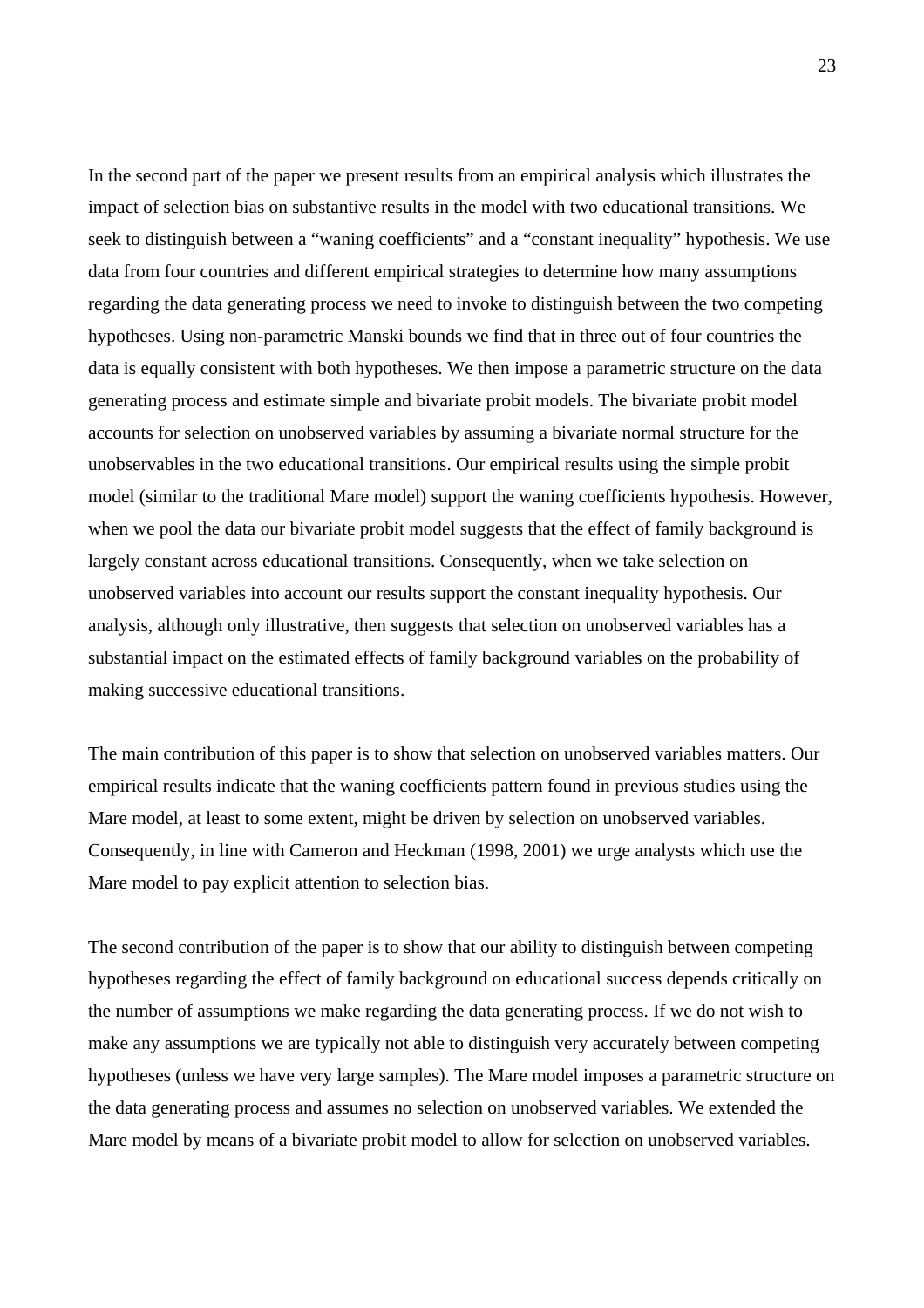In the second part of the paper we present results from an empirical analysis which illustrates the impact of selection bias on substantive results in the model with two educational transitions. We seek to distinguish between a “waning coefficients” and a “constant inequality” hypothesis. We use data from four countries and different empirical strategies to determine how many assumptions regarding the data generating process we need to invoke to distinguish between the two competing hypotheses. Using non-parametric Manski bounds we find that in three out of four countries the data is equally consistent with both hypotheses. We then impose a parametric structure on the data generating process and estimate simple and bivariate probit models. The bivariate probit model accounts for selection on unobserved variables by assuming a bivariate normal structure for the unobservables in the two educational transitions. Our empirical results using the simple probit model (similar to the traditional Mare model) support the waning coefficients hypothesis. However, when we pool the data our bivariate probit model suggests that the effect of family background is largely constant across educational transitions. Consequently, when we take selection on unobserved variables into account our results support the constant inequality hypothesis. Our analysis, although only illustrative, then suggests that selection on unobserved variables has a substantial impact on the estimated effects of family background variables on the probability of making successive educational transitions.

The main contribution of this paper is to show that selection on unobserved variables matters. Our empirical results indicate that the waning coefficients pattern found in previous studies using the Mare model, at least to some extent, might be driven by selection on unobserved variables. Consequently, in line with Cameron and Heckman (1998, 2001) we urge analysts which use the Mare model to pay explicit attention to selection bias.

The second contribution of the paper is to show that our ability to distinguish between competing hypotheses regarding the effect of family background on educational success depends critically on the number of assumptions we make regarding the data generating process. If we do not wish to make any assumptions we are typically not able to distinguish very accurately between competing hypotheses (unless we have very large samples). The Mare model imposes a parametric structure on the data generating process and assumes no selection on unobserved variables. We extended the Mare model by means of a bivariate probit model to allow for selection on unobserved variables.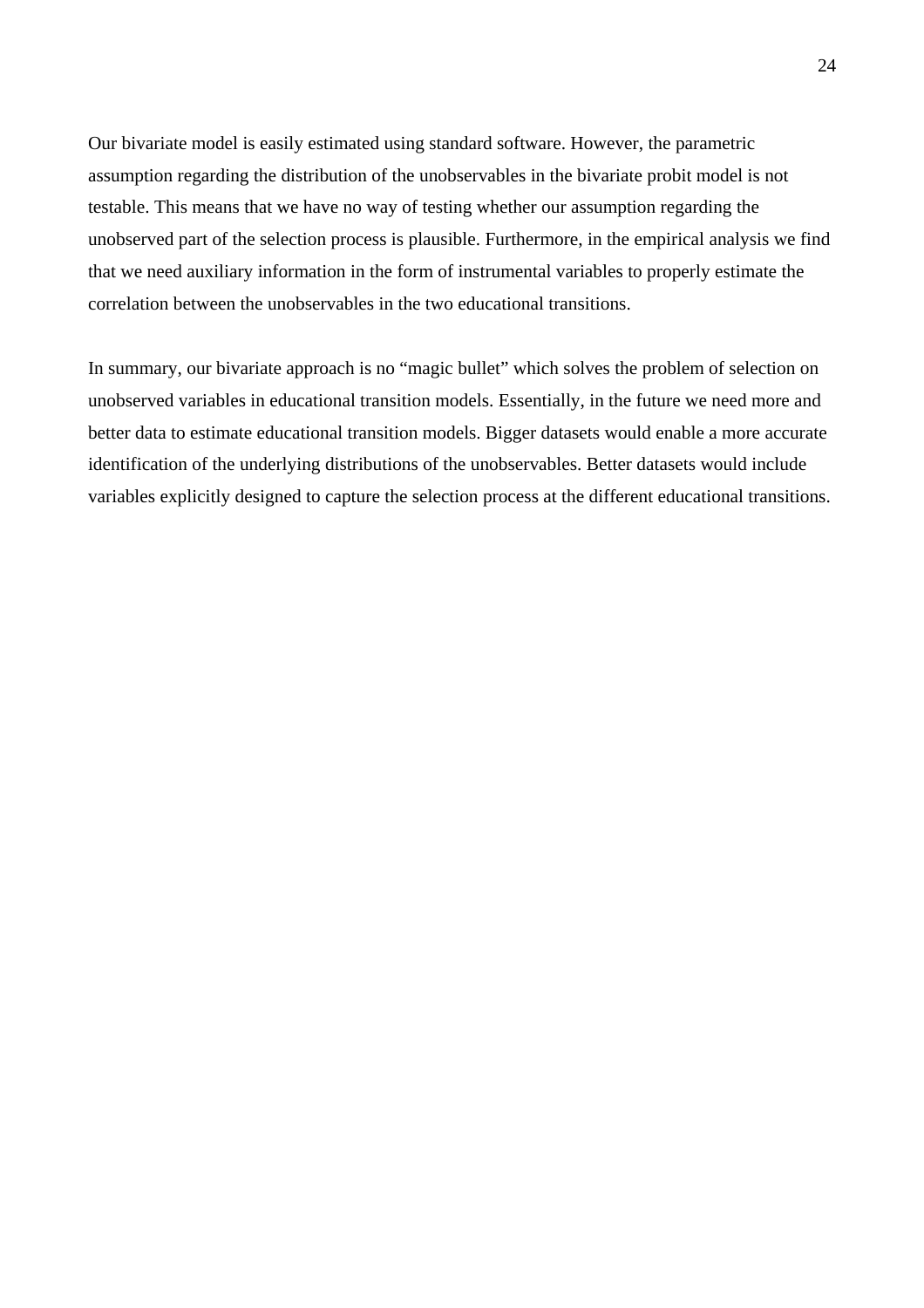Our bivariate model is easily estimated using standard software. However, the parametric assumption regarding the distribution of the unobservables in the bivariate probit model is not testable. This means that we have no way of testing whether our assumption regarding the unobserved part of the selection process is plausible. Furthermore, in the empirical analysis we find that we need auxiliary information in the form of instrumental variables to properly estimate the correlation between the unobservables in the two educational transitions.

In summary, our bivariate approach is no "magic bullet" which solves the problem of selection on unobserved variables in educational transition models. Essentially, in the future we need more and better data to estimate educational transition models. Bigger datasets would enable a more accurate identification of the underlying distributions of the unobservables. Better datasets would include variables explicitly designed to capture the selection process at the different educational transitions.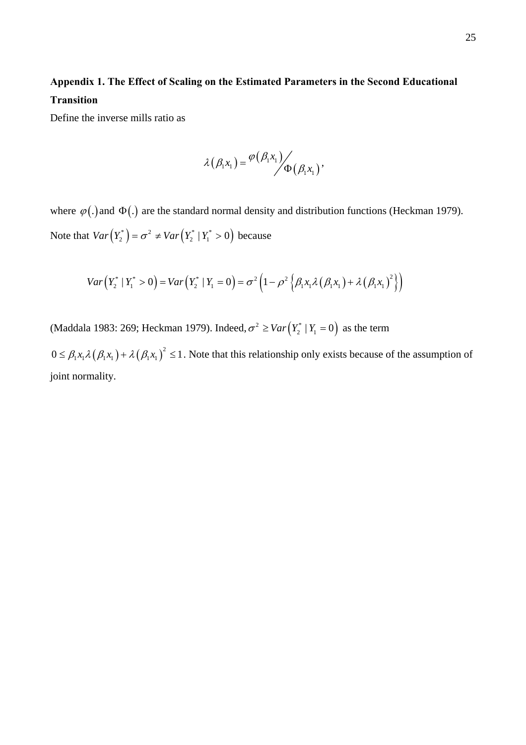## Appendix 1. The Effect of Scaling on the Estimated Parameters in the Second Educational Transition

Define the inverse mills ratio as

$$\lambda(\beta_1 x_1) = \varphi(\beta_1 x_1) \Big/ \Phi(\beta_1 x_1),$$

where $\varphi(.)$ and $\Phi(.)$ are the standard normal density and distribution functions (Heckman 1979). Note that $Var(Y_2^*) = \sigma^2 \neq Var(Y_2^* \mid Y_1^* > 0)$ because

$$Var(Y_2^* \mid Y_1^* > 0) = Var(Y_2^* \mid Y_1 = 0) = \sigma^2 \left(1 - \rho^2 \left\{\beta_1 x_1 \lambda(\beta_1 x_1) + \lambda(\beta_1 x_1)^2\right\}\right)$$

(Maddala 1983: 269; Heckman 1979). Indeed, $\sigma^2 \geq Var(Y_2^* \mid Y_1 = 0)$ as the term $0 \leq \beta_1 x_1 \lambda(\beta_1 x_1) + \lambda(\beta_1 x_1)^2 \leq 1$. Note that this relationship only exists because of the assumption of joint normality.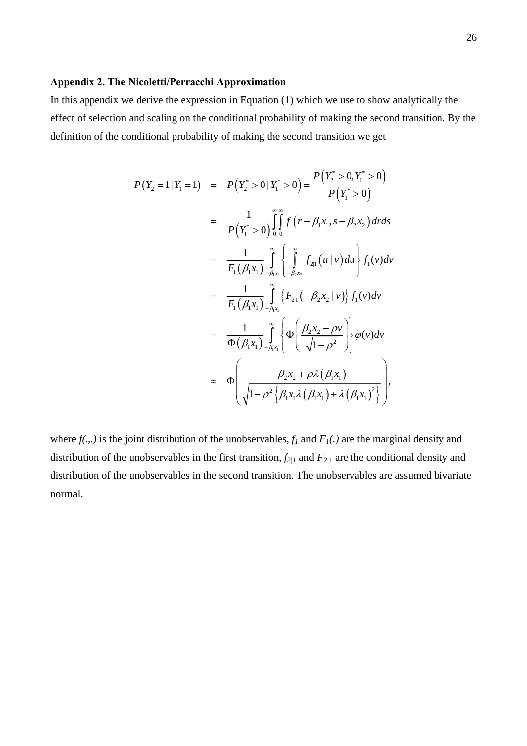### Appendix 2. The Nicoletti/Perracchi Approximation

In this appendix we derive the expression in Equation (1) which we use to show analytically the effect of selection and scaling on the conditional probability of making the second transition. By the definition of the conditional probability of making the second transition we get

$$
\begin{aligned}
P\left(Y_2=1 \mid Y_1=1\right) &= P\left(Y_2^*>0 \mid Y_1^*>0\right)=\frac{P\left(Y_2^*>0, Y_1^*>0\right)}{P\left(Y_1^*>0\right)} \\
&= \frac{1}{P\left(Y_1^*>0\right)} \int_0^{\infty}\int_0^{\infty} f\left(r-\beta_1 x_1, s-\beta_2 x_2\right) dr ds \\
&= \frac{1}{F_1\left(\beta_1 x_1\right)} \int_{-\beta_1 x_1}^{\infty}\left\{\int_{-\beta_2 x_2}^{\infty} f_{2|1}\left(u \mid v\right) du\right\} f_1(v) dv \\
&= \frac{1}{F_1\left(\beta_1 x_1\right)} \int_{-\beta_1 x_1}^{\infty}\left\{F_{2|1}\left(-\beta_2 x_2 \mid v\right)\right\} f_1(v) dv \\
&= \frac{1}{\Phi\left(\beta_1 x_1\right)} \int_{-\beta_1 x_1}^{\infty}\left\{\Phi\left(\frac{\beta_2 x_2-\rho v}{\sqrt{1-\rho^2}}\right)\right\} \varphi(v) dv \\
&\approx \Phi\left(\frac{\beta_2 x_2+\rho \lambda\left(\beta_1 x_1\right)}{\sqrt{1-\rho^2\left\{\beta_1 x_1 \lambda\left(\beta_1 x_1\right)+\lambda\left(\beta_1 x_1\right)^2\right\}}}\right),
\end{aligned}
$$

where *f(.,.)* is the joint distribution of the unobservables, $f_1$ and $F_1(.)$ are the marginal density and distribution of the unobservables in the first transition, $f_{2|1}$ and $F_{2|1}$ are the conditional density and distribution of the unobservables in the second transition. The unobservables are assumed bivariate normal.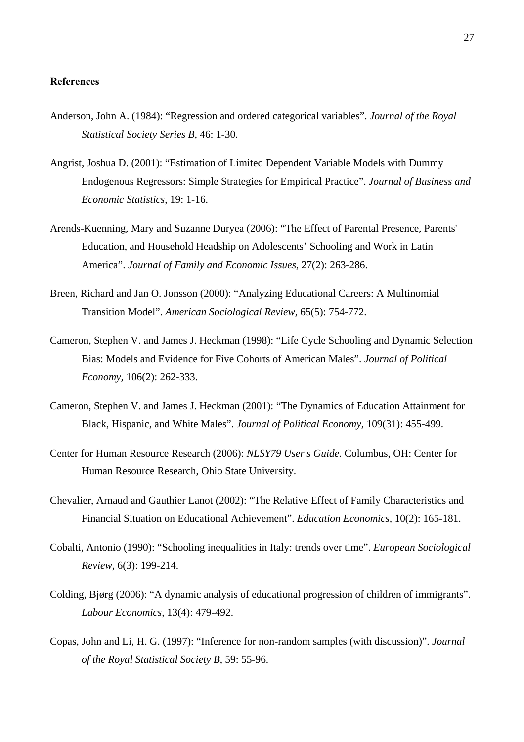**References**

Anderson, John A. (1984): "Regression and ordered categorical variables". *Journal of the Royal Statistical Society Series B*, 46: 1-30.

Angrist, Joshua D. (2001): "Estimation of Limited Dependent Variable Models with Dummy Endogenous Regressors: Simple Strategies for Empirical Practice". *Journal of Business and Economic Statistics*, 19: 1-16.

Arends-Kuenning, Mary and Suzanne Duryea (2006): "The Effect of Parental Presence, Parents' Education, and Household Headship on Adolescents' Schooling and Work in Latin America". *Journal of Family and Economic Issues*, 27(2): 263-286.

Breen, Richard and Jan O. Jonsson (2000): "Analyzing Educational Careers: A Multinomial Transition Model". *American Sociological Review*, 65(5): 754-772.

Cameron, Stephen V. and James J. Heckman (1998): "Life Cycle Schooling and Dynamic Selection Bias: Models and Evidence for Five Cohorts of American Males". *Journal of Political Economy*, 106(2): 262-333.

Cameron, Stephen V. and James J. Heckman (2001): "The Dynamics of Education Attainment for Black, Hispanic, and White Males". *Journal of Political Economy*, 109(31): 455-499.

Center for Human Resource Research (2006): *NLSY79 User's Guide.* Columbus, OH: Center for Human Resource Research, Ohio State University.

Chevalier, Arnaud and Gauthier Lanot (2002): "The Relative Effect of Family Characteristics and Financial Situation on Educational Achievement". *Education Economics*, 10(2): 165-181.

Cobalti, Antonio (1990): "Schooling inequalities in Italy: trends over time". *European Sociological Review*, 6(3): 199-214.

Colding, Bjørg (2006): "A dynamic analysis of educational progression of children of immigrants". *Labour Economics*, 13(4): 479-492.

Copas, John and Li, H. G. (1997): "Inference for non-random samples (with discussion)". *Journal of the Royal Statistical Society B*, 59: 55-96.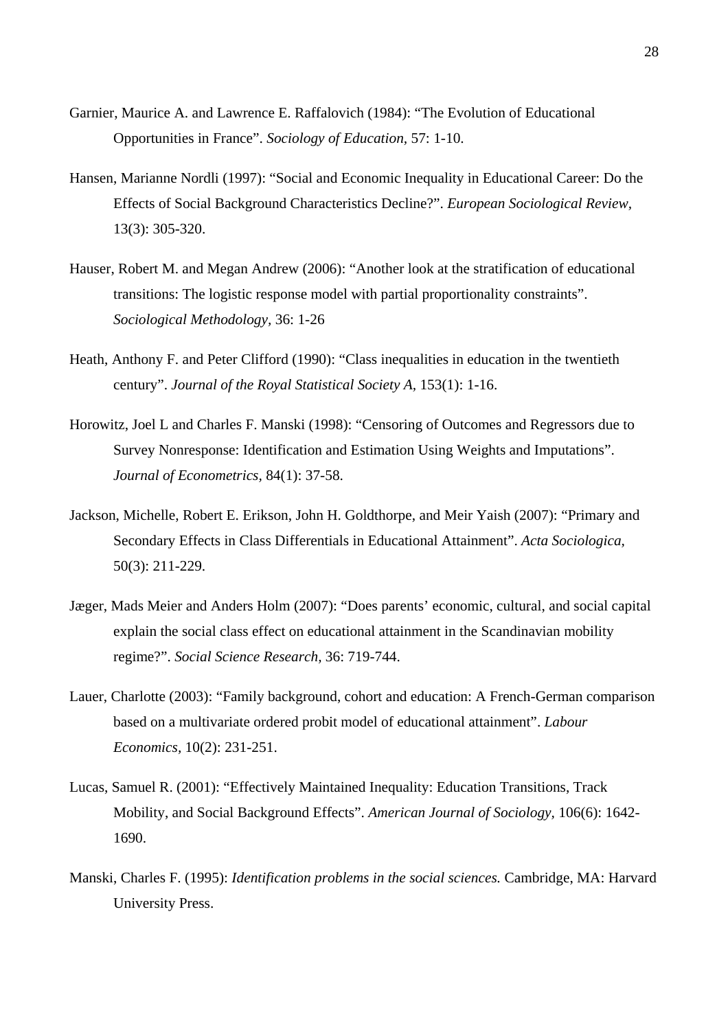Garnier, Maurice A. and Lawrence E. Raffalovich (1984): "The Evolution of Educational Opportunities in France". *Sociology of Education*, 57: 1-10.

Hansen, Marianne Nordli (1997): "Social and Economic Inequality in Educational Career: Do the Effects of Social Background Characteristics Decline?". *European Sociological Review*, 13(3): 305-320.

Hauser, Robert M. and Megan Andrew (2006): "Another look at the stratification of educational transitions: The logistic response model with partial proportionality constraints". *Sociological Methodology,* 36: 1-26

Heath, Anthony F. and Peter Clifford (1990): "Class inequalities in education in the twentieth century". *Journal of the Royal Statistical Society A*, 153(1): 1-16.

Horowitz, Joel L and Charles F. Manski (1998): "Censoring of Outcomes and Regressors due to Survey Nonresponse: Identification and Estimation Using Weights and Imputations". *Journal of Econometrics*, 84(1): 37-58.

Jackson, Michelle, Robert E. Erikson, John H. Goldthorpe, and Meir Yaish (2007): "Primary and Secondary Effects in Class Differentials in Educational Attainment". *Acta Sociologica*, 50(3): 211-229.

Jæger, Mads Meier and Anders Holm (2007): "Does parents' economic, cultural, and social capital explain the social class effect on educational attainment in the Scandinavian mobility regime?". *Social Science Research*, 36: 719-744.

Lauer, Charlotte (2003): "Family background, cohort and education: A French-German comparison based on a multivariate ordered probit model of educational attainment". *Labour Economics*, 10(2): 231-251.

Lucas, Samuel R. (2001): "Effectively Maintained Inequality: Education Transitions, Track Mobility, and Social Background Effects". *American Journal of Sociology,* 106(6): 1642-1690.

Manski, Charles F. (1995): *Identification problems in the social sciences.* Cambridge, MA: Harvard University Press.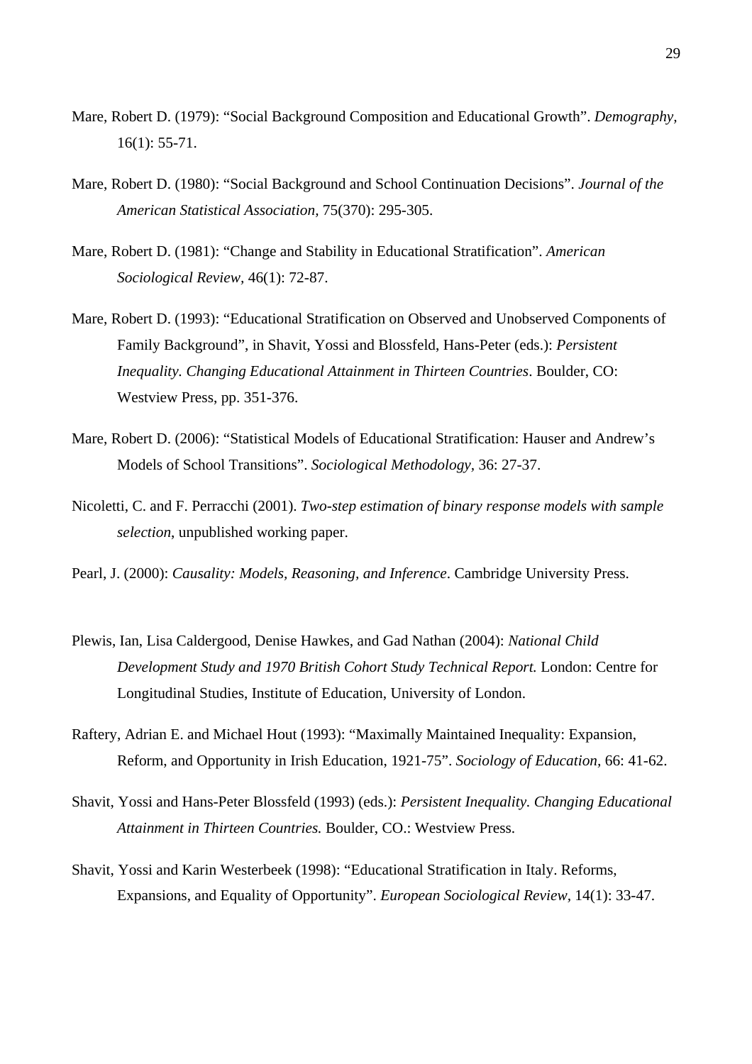Mare, Robert D. (1979): "Social Background Composition and Educational Growth". *Demography*, 16(1): 55-71.

Mare, Robert D. (1980): "Social Background and School Continuation Decisions". *Journal of the American Statistical Association*, 75(370): 295-305.

Mare, Robert D. (1981): "Change and Stability in Educational Stratification". *American Sociological Review*, 46(1): 72-87.

Mare, Robert D. (1993): "Educational Stratification on Observed and Unobserved Components of Family Background", in Shavit, Yossi and Blossfeld, Hans-Peter (eds.): *Persistent Inequality. Changing Educational Attainment in Thirteen Countries*. Boulder, CO: Westview Press, pp. 351-376.

Mare, Robert D. (2006): "Statistical Models of Educational Stratification: Hauser and Andrew's Models of School Transitions". *Sociological Methodology*, 36: 27-37.

Nicoletti, C. and F. Perracchi (2001). *Two-step estimation of binary response models with sample selection*, unpublished working paper.

Pearl, J. (2000): *Causality: Models, Reasoning, and Inference*. Cambridge University Press.

Plewis, Ian, Lisa Caldergood, Denise Hawkes, and Gad Nathan (2004): *National Child Development Study and 1970 British Cohort Study Technical Report.* London: Centre for Longitudinal Studies, Institute of Education, University of London.

Raftery, Adrian E. and Michael Hout (1993): "Maximally Maintained Inequality: Expansion, Reform, and Opportunity in Irish Education, 1921-75". *Sociology of Education*, 66: 41-62.

Shavit, Yossi and Hans-Peter Blossfeld (1993) (eds.): *Persistent Inequality. Changing Educational Attainment in Thirteen Countries.* Boulder, CO.: Westview Press.

Shavit, Yossi and Karin Westerbeek (1998): "Educational Stratification in Italy. Reforms, Expansions, and Equality of Opportunity". *European Sociological Review*, 14(1): 33-47.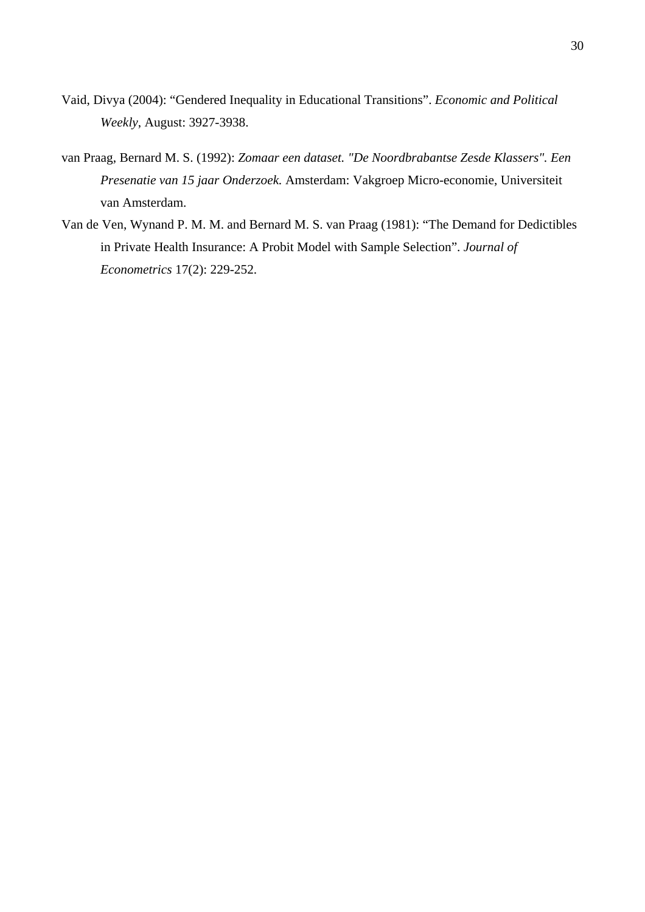Vaid, Divya (2004): “Gendered Inequality in Educational Transitions”. *Economic and Political Weekly*, August: 3927-3938.

van Praag, Bernard M. S. (1992): *Zomaar een dataset. "De Noordbrabantse Zesde Klassers". Een Presenatie van 15 jaar Onderzoek.* Amsterdam: Vakgroep Micro-economie, Universiteit van Amsterdam.

Van de Ven, Wynand P. M. M. and Bernard M. S. van Praag (1981): “The Demand for Dedictibles in Private Health Insurance: A Probit Model with Sample Selection”. *Journal of Econometrics* 17(2): 229-252.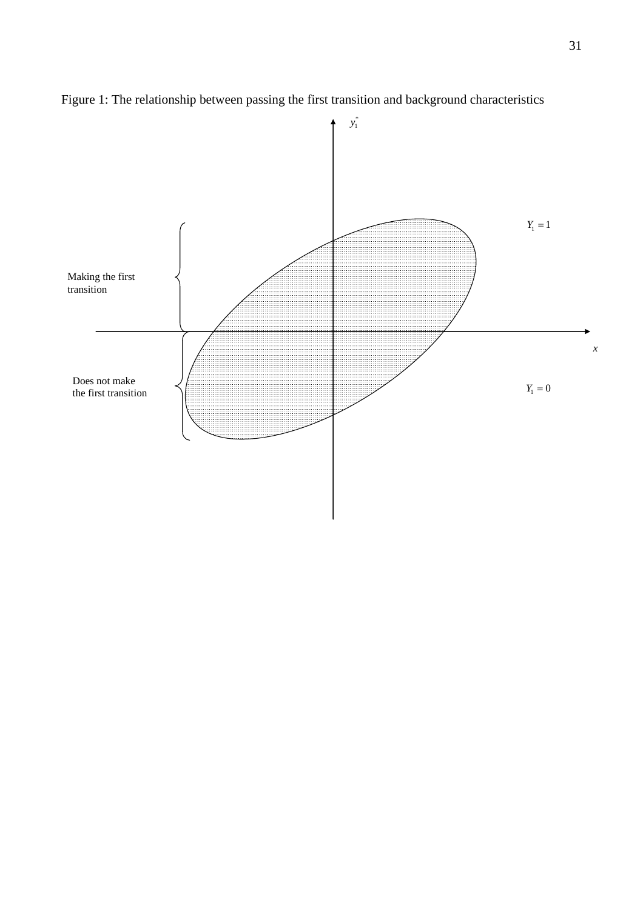Figure 1: The relationship between passing the first transition and background characteristics

$y_1^*$

$Y_1 = 1$

Making the first transition

$x$

Does not make the first transition

$Y_1 = 0$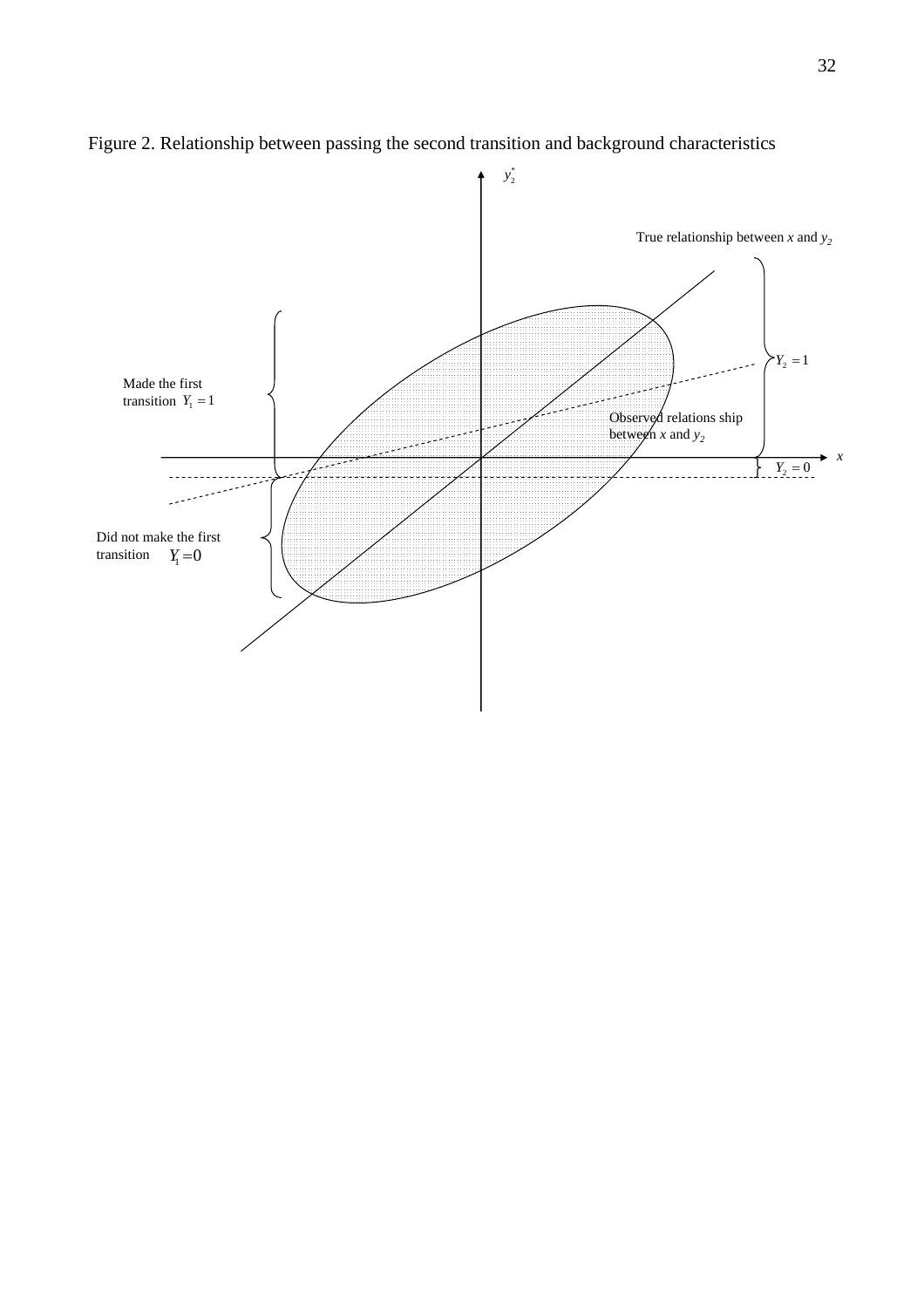Figure 2. Relationship between passing the second transition and background characteristics

$y_2^*$

True relationship between *x* and $y_2$

$Y_2 = 1$

Made the first transition $Y_1 = 1$

Observed relations ship between *x* and $y_2$

*x*

$Y_2 = 0$

Did not make the first transition $Y_1 = 0$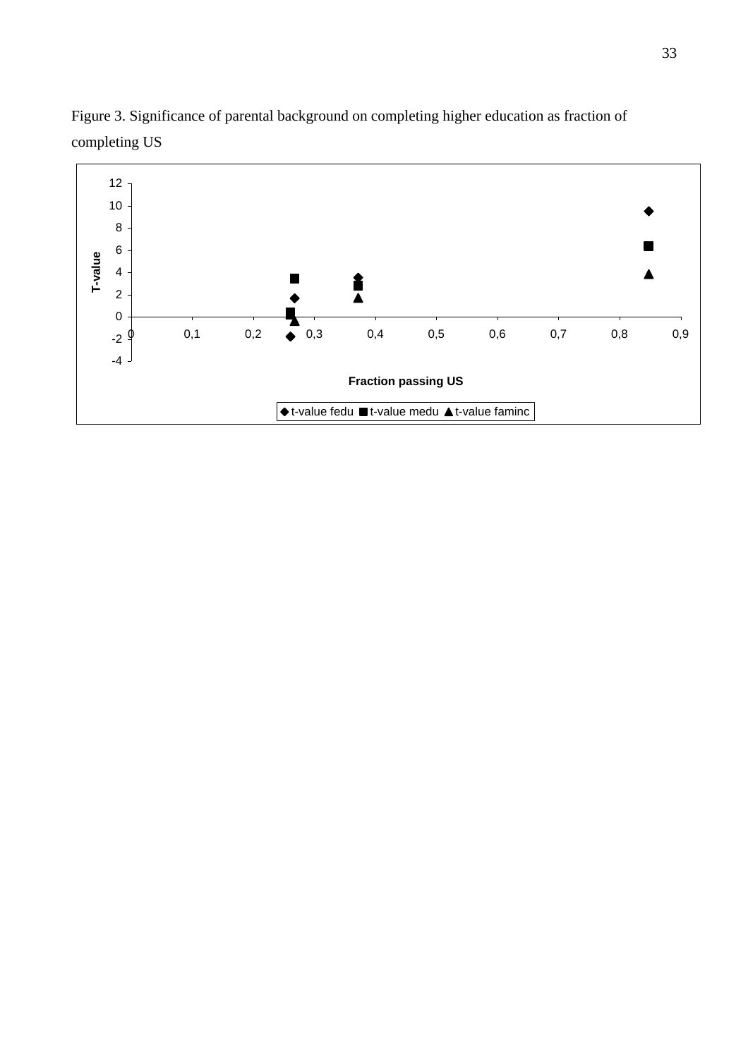Figure 3. Significance of parental background on completing higher education as fraction of completing US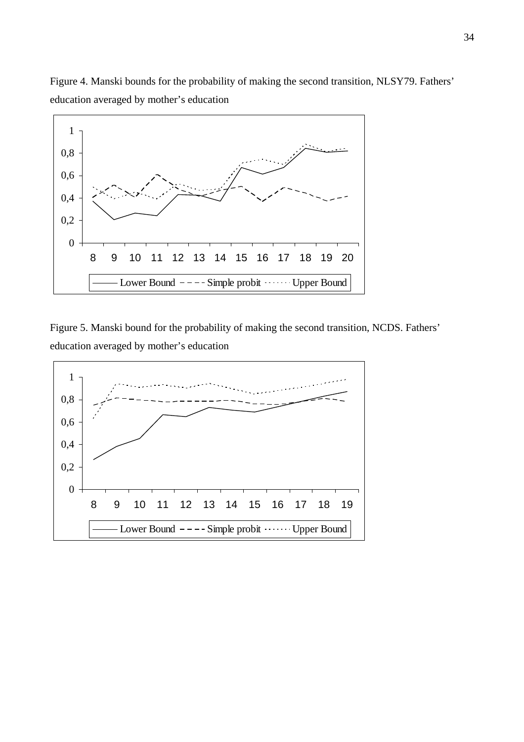Figure 4. Manski bounds for the probability of making the second transition, NLSY79. Fathers' education averaged by mother's education

Figure 5. Manski bound for the probability of making the second transition, NCDS. Fathers' education averaged by mother's education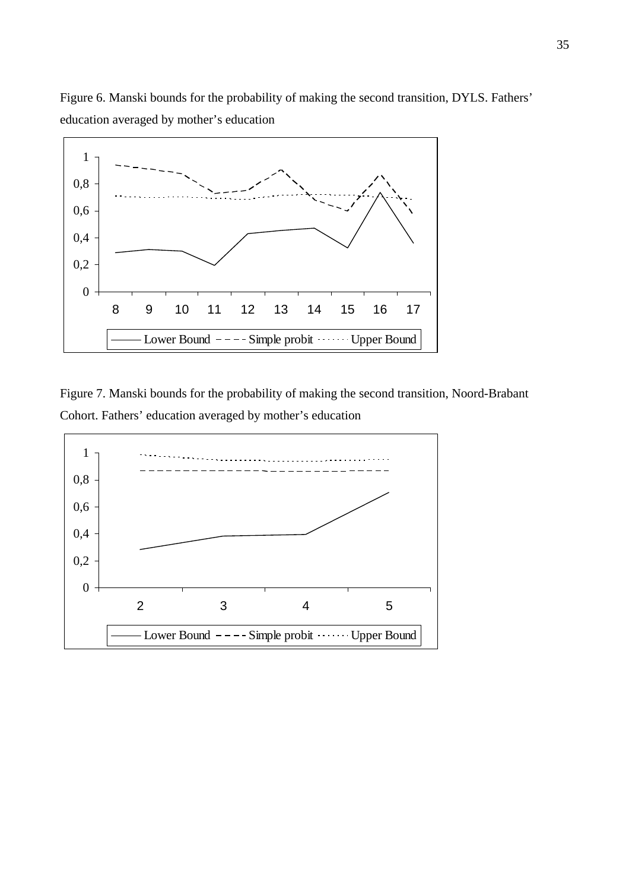Figure 6. Manski bounds for the probability of making the second transition, DYLS. Fathers' education averaged by mother's education

Figure 7. Manski bounds for the probability of making the second transition, Noord-Brabant Cohort. Fathers' education averaged by mother's education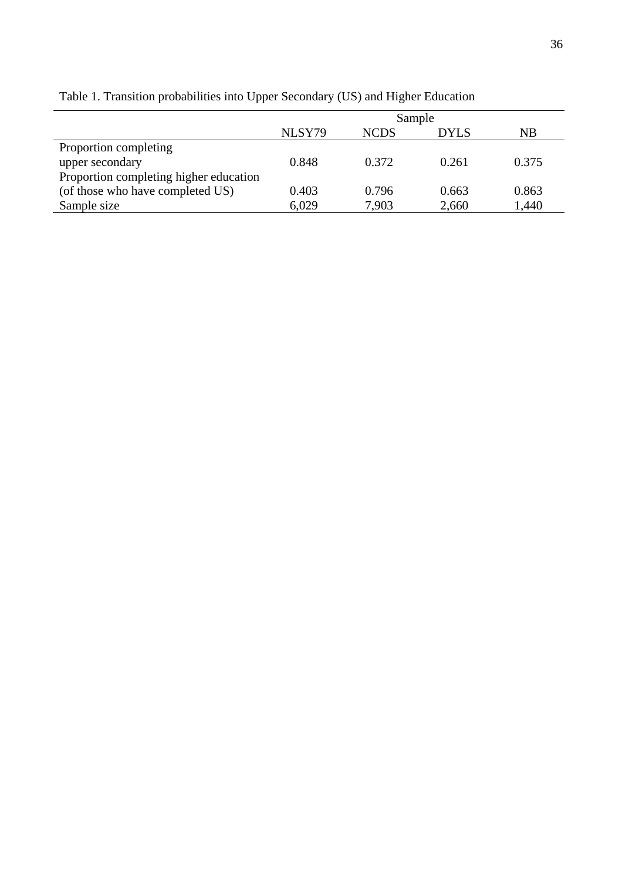Table 1. Transition probabilities into Upper Secondary (US) and Higher Education

| | Sample | | | |
|---|---|---|---|---|
| | NLSY79 | NCDS | DYLS | NB |
| Proportion completing upper secondary | 0.848 | 0.372 | 0.261 | 0.375 |
| Proportion completing higher education (of those who have completed US) | 0.403 | 0.796 | 0.663 | 0.863 |
| Sample size | 6,029 | 7,903 | 2,660 | 1,440 |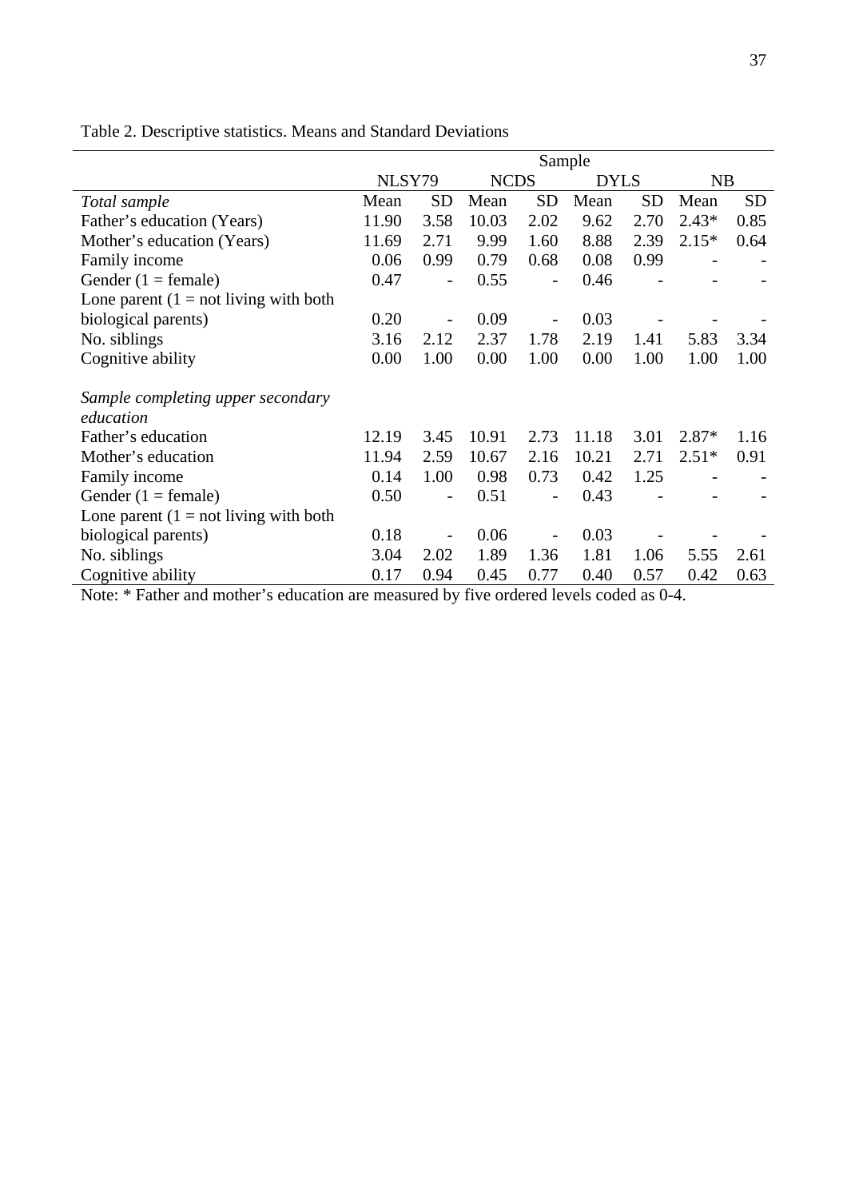Table 2. Descriptive statistics. Means and Standard Deviations

| | Sample | | | | | | | |
|---|---|---|---|---|---|---|---|---|
| | NLSY79 | | NCDS | | DYLS | | NB | |
| *Total sample* | Mean | SD | Mean | SD | Mean | SD | Mean | SD |
| Father's education (Years) | 11.90 | 3.58 | 10.03 | 2.02 | 9.62 | 2.70 | 2.43* | 0.85 |
| Mother's education (Years) | 11.69 | 2.71 | 9.99 | 1.60 | 8.88 | 2.39 | 2.15* | 0.64 |
| Family income | 0.06 | 0.99 | 0.79 | 0.68 | 0.08 | 0.99 | - | - |
| Gender (1 = female) | 0.47 | - | 0.55 | - | 0.46 | - | - | - |
| Lone parent (1 = not living with both biological parents) | 0.20 | - | 0.09 | - | 0.03 | - | - | - |
| No. siblings | 3.16 | 2.12 | 2.37 | 1.78 | 2.19 | 1.41 | 5.83 | 3.34 |
| Cognitive ability | 0.00 | 1.00 | 0.00 | 1.00 | 0.00 | 1.00 | 1.00 | 1.00 |
| *Sample completing upper secondary education* | | | | | | | | |
| Father's education | 12.19 | 3.45 | 10.91 | 2.73 | 11.18 | 3.01 | 2.87* | 1.16 |
| Mother's education | 11.94 | 2.59 | 10.67 | 2.16 | 10.21 | 2.71 | 2.51* | 0.91 |
| Family income | 0.14 | 1.00 | 0.98 | 0.73 | 0.42 | 1.25 | - | - |
| Gender (1 = female) | 0.50 | - | 0.51 | - | 0.43 | - | - | - |
| Lone parent (1 = not living with both biological parents) | 0.18 | - | 0.06 | - | 0.03 | - | - | - |
| No. siblings | 3.04 | 2.02 | 1.89 | 1.36 | 1.81 | 1.06 | 5.55 | 2.61 |
| Cognitive ability | 0.17 | 0.94 | 0.45 | 0.77 | 0.40 | 0.57 | 0.42 | 0.63 |

Note: * Father and mother's education are measured by five ordered levels coded as 0-4.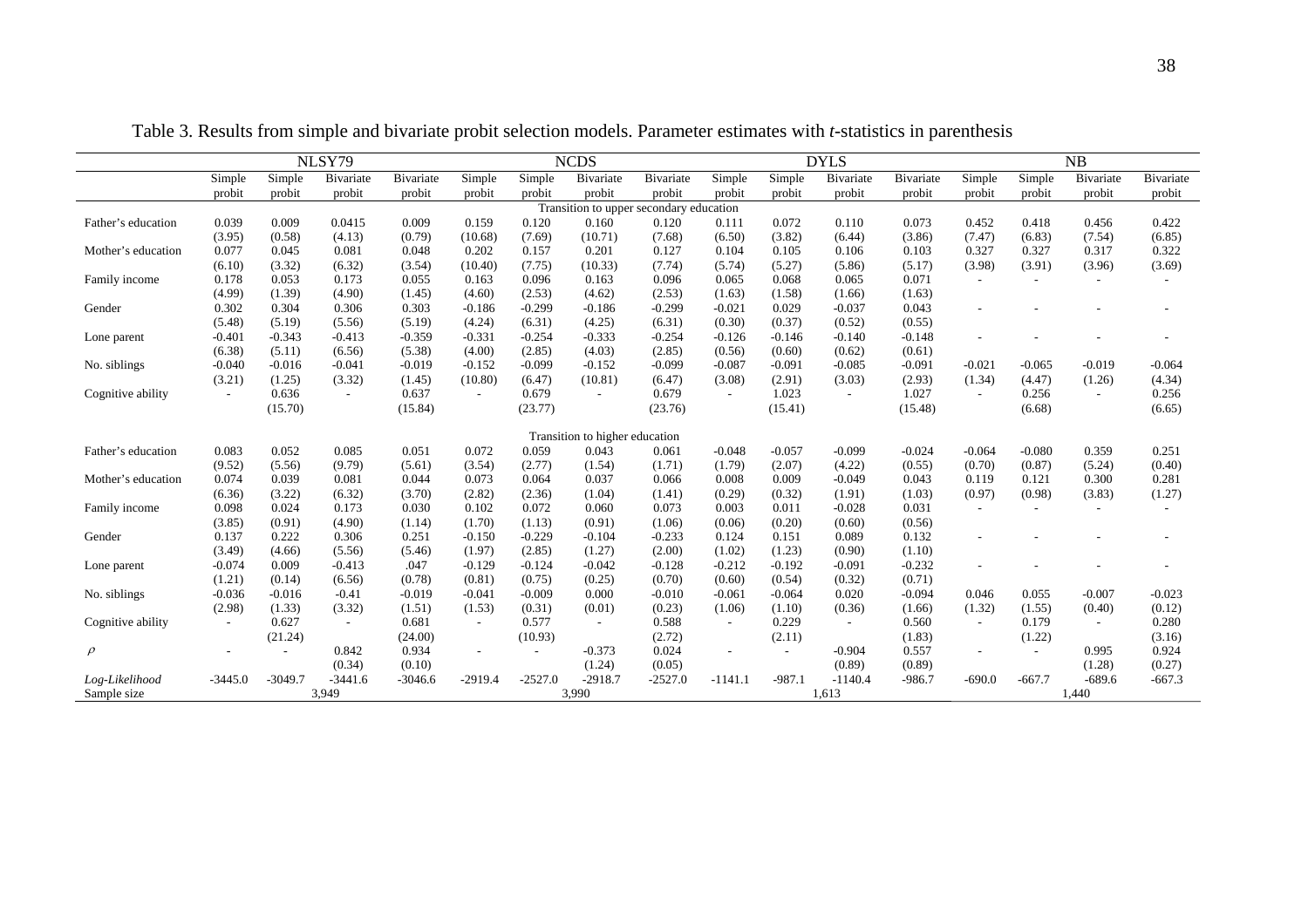Table 3. Results from simple and bivariate probit selection models. Parameter estimates with *t*-statistics in parenthesis

| | NLSY79 | | | | NCDS | | | | DYLS | | | | NB | | | |
|---|---|---|---|---|---|---|---|---|---|---|---|---|---|---|---|---|
| | Simple probit | Simple probit | Bivariate probit | Bivariate probit | Simple probit | Simple probit | Bivariate probit | Bivariate probit | Simple probit | Simple probit | Bivariate probit | Bivariate probit | Simple probit | Simple probit | Bivariate probit | Bivariate probit |
| **Transition to upper secondary education** | | | | | | | | | | | | | | | | |
| Father's education | 0.039 | 0.009 | 0.0415 | 0.009 | 0.159 | 0.120 | 0.160 | 0.120 | 0.111 | 0.072 | 0.110 | 0.073 | 0.452 | 0.418 | 0.456 | 0.422 |
| | (3.95) | (0.58) | (4.13) | (0.79) | (10.68) | (7.69) | (10.71) | (7.68) | (6.50) | (3.82) | (6.44) | (3.86) | (7.47) | (6.83) | (7.54) | (6.85) |
| Mother's education | 0.077 | 0.045 | 0.081 | 0.048 | 0.202 | 0.157 | 0.201 | 0.127 | 0.104 | 0.105 | 0.106 | 0.103 | 0.327 | 0.327 | 0.317 | 0.322 |
| | (6.10) | (3.32) | (6.32) | (3.54) | (10.40) | (7.75) | (10.33) | (7.74) | (5.74) | (5.27) | (5.86) | (5.17) | (3.98) | (3.91) | (3.96) | (3.69) |
| Family income | 0.178 | 0.053 | 0.173 | 0.055 | 0.163 | 0.096 | 0.163 | 0.096 | 0.065 | 0.068 | 0.065 | 0.071 | - | - | - | - |
| | (4.99) | (1.39) | (4.90) | (1.45) | (4.60) | (2.53) | (4.62) | (2.53) | (1.63) | (1.58) | (1.66) | (1.63) | | | | |
| Gender | 0.302 | 0.304 | 0.306 | 0.303 | -0.186 | -0.299 | -0.186 | -0.299 | -0.021 | 0.029 | -0.037 | 0.043 | - | - | - | - |
| | (5.48) | (5.19) | (5.56) | (5.19) | (4.24) | (6.31) | (4.25) | (6.31) | (0.30) | (0.37) | (0.52) | (0.55) | | | | |
| Lone parent | -0.401 | -0.343 | -0.413 | -0.359 | -0.331 | -0.254 | -0.333 | -0.254 | -0.126 | -0.146 | -0.140 | -0.148 | - | - | - | - |
| | (6.38) | (5.11) | (6.56) | (5.38) | (4.00) | (2.85) | (4.03) | (2.85) | (0.56) | (0.60) | (0.62) | (0.61) | | | | |
| No. siblings | -0.040 | -0.016 | -0.041 | -0.019 | -0.152 | -0.099 | -0.152 | -0.099 | -0.087 | -0.091 | -0.085 | -0.091 | -0.021 | -0.065 | -0.019 | -0.064 |
| | (3.21) | (1.25) | (3.32) | (1.45) | (10.80) | (6.47) | (10.81) | (6.47) | (3.08) | (2.91) | (3.03) | (2.93) | (1.34) | (4.47) | (1.26) | (4.34) |
| Cognitive ability | - | 0.636 | - | 0.637 | - | 0.679 | - | 0.679 | - | 1.023 | - | 1.027 | - | 0.256 | - | 0.256 |
| | | (15.70) | | (15.84) | | (23.77) | | (23.76) | | (15.41) | | (15.48) | | (6.68) | | (6.65) |
| **Transition to higher education** | | | | | | | | | | | | | | | | |
| Father's education | 0.083 | 0.052 | 0.085 | 0.051 | 0.072 | 0.059 | 0.043 | 0.061 | -0.048 | -0.057 | -0.099 | -0.024 | -0.064 | -0.080 | 0.359 | 0.251 |
| | (9.52) | (5.56) | (9.79) | (5.61) | (3.54) | (2.77) | (1.54) | (1.71) | (1.79) | (2.07) | (4.22) | (0.55) | (0.70) | (0.87) | (5.24) | (0.40) |
| Mother's education | 0.074 | 0.039 | 0.081 | 0.044 | 0.073 | 0.064 | 0.037 | 0.066 | 0.008 | 0.009 | -0.049 | 0.043 | 0.119 | 0.121 | 0.300 | 0.281 |
| | (6.36) | (3.22) | (6.32) | (3.70) | (2.82) | (2.36) | (1.04) | (1.41) | (0.29) | (0.32) | (1.91) | (1.03) | (0.97) | (0.98) | (3.83) | (1.27) |
| Family income | 0.098 | 0.024 | 0.173 | 0.030 | 0.102 | 0.072 | 0.060 | 0.073 | 0.003 | 0.011 | -0.028 | 0.031 | - | - | - | - |
| | (3.85) | (0.91) | (4.90) | (1.14) | (1.70) | (1.13) | (0.91) | (1.06) | (0.06) | (0.20) | (0.60) | (0.56) | | | | |
| Gender | 0.137 | 0.222 | 0.306 | 0.251 | -0.150 | -0.229 | -0.104 | -0.233 | 0.124 | 0.151 | 0.089 | 0.132 | - | - | - | - |
| | (3.49) | (4.66) | (5.56) | (5.46) | (1.97) | (2.85) | (1.27) | (2.00) | (1.02) | (1.23) | (0.90) | (1.10) | | | | |
| Lone parent | -0.074 | 0.009 | -0.413 | .047 | -0.129 | -0.124 | -0.042 | -0.128 | -0.212 | -0.192 | -0.091 | -0.232 | - | - | - | - |
| | (1.21) | (0.14) | (6.56) | (0.78) | (0.81) | (0.75) | (0.25) | (0.70) | (0.60) | (0.54) | (0.32) | (0.71) | | | | |
| No. siblings | -0.036 | -0.016 | -0.41 | -0.019 | -0.041 | -0.009 | 0.000 | -0.010 | -0.061 | -0.064 | 0.020 | -0.094 | 0.046 | 0.055 | -0.007 | -0.023 |
| | (2.98) | (1.33) | (3.32) | (1.51) | (1.53) | (0.31) | (0.01) | (0.23) | (1.06) | (1.10) | (0.36) | (1.66) | (1.32) | (1.55) | (0.40) | (0.12) |
| Cognitive ability | - | 0.627 | - | 0.681 | - | 0.577 | - | 0.588 | - | 0.229 | - | 0.560 | - | 0.179 | - | 0.280 |
| | | (21.24) | | (24.00) | | (10.93) | | (2.72) | | (2.11) | | (1.83) | | (1.22) | | (3.16) |
| $\rho$ | - | - | 0.842 | 0.934 | - | - | -0.373 | 0.024 | - | - | -0.904 | 0.557 | - | - | 0.995 | 0.924 |
| | | | (0.34) | (0.10) | | | (1.24) | (0.05) | | | (0.89) | (0.89) | | | (1.28) | (0.27) |
| *Log-Likelihood* | -3445.0 | -3049.7 | -3441.6 | -3046.6 | -2919.4 | -2527.0 | -2918.7 | -2527.0 | -1141.1 | -987.1 | -1140.4 | -986.7 | -690.0 | -667.7 | -689.6 | -667.3 |
| Sample size | 3,949 | | | | 3,990 | | | | 1,613 | | | | 1,440 | | | |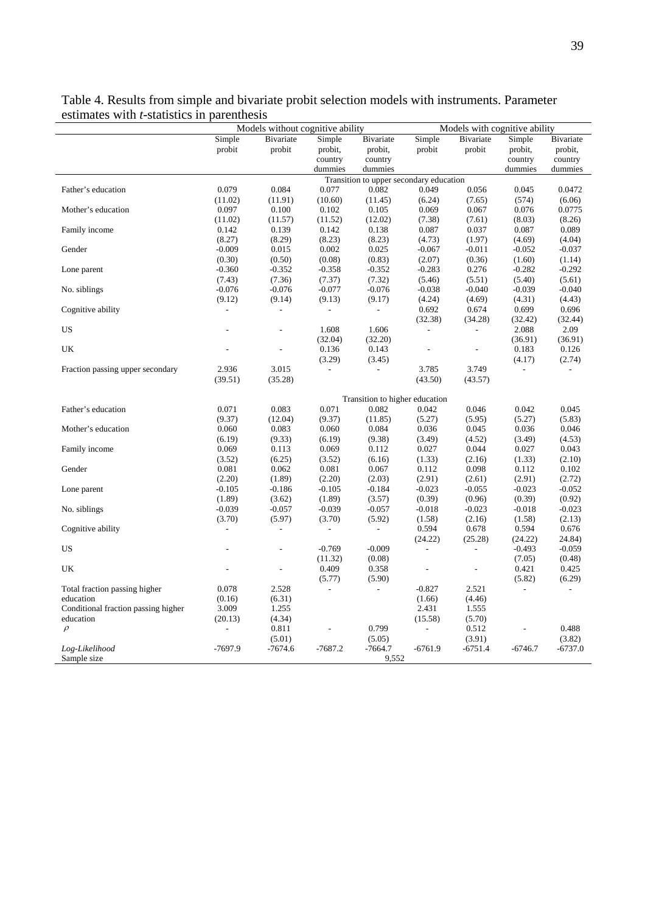Table 4. Results from simple and bivariate probit selection models with instruments. Parameter estimates with *t*-statistics in parenthesis

| | Models without cognitive ability | | | | Models with cognitive ability | | | |
|---|---|---|---|---|---|---|---|---|
| | Simple probit | Bivariate probit | Simple probit, country dummies | Bivariate probit, country dummies | Simple probit | Bivariate probit | Simple probit, country dummies | Bivariate probit, country dummies |
| | | | | Transition to upper secondary education | | | | |
| Father's education | 0.079 | 0.084 | 0.077 | 0.082 | 0.049 | 0.056 | 0.045 | 0.0472 |
| | (11.02) | (11.91) | (10.60) | (11.45) | (6.24) | (7.65) | (574) | (6.06) |
| Mother's education | 0.097 | 0.100 | 0.102 | 0.105 | 0.069 | 0.067 | 0.076 | 0.0775 |
| | (11.02) | (11.57) | (11.52) | (12.02) | (7.38) | (7.61) | (8.03) | (8.26) |
| Family income | 0.142 | 0.139 | 0.142 | 0.138 | 0.087 | 0.037 | 0.087 | 0.089 |
| | (8.27) | (8.29) | (8.23) | (8.23) | (4.73) | (1.97) | (4.69) | (4.04) |
| Gender | -0.009 | 0.015 | 0.002 | 0.025 | -0.067 | -0.011 | -0.052 | -0.037 |
| | (0.30) | (0.50) | (0.08) | (0.83) | (2.07) | (0.36) | (1.60) | (1.14) |
| Lone parent | -0.360 | -0.352 | -0.358 | -0.352 | -0.283 | 0.276 | -0.282 | -0.292 |
| | (7.43) | (7.36) | (7.37) | (7.32) | (5.46) | (5.51) | (5.40) | (5.61) |
| No. siblings | -0.076 | -0.076 | -0.077 | -0.076 | -0.038 | -0.040 | -0.039 | -0.040 |
| | (9.12) | (9.14) | (9.13) | (9.17) | (4.24) | (4.69) | (4.31) | (4.43) |
| Cognitive ability | - | - | - | - | 0.692 | 0.674 | 0.699 | 0.696 |
| | | | | | (32.38) | (34.28) | (32.42) | (32.44) |
| US | - | - | 1.608 | 1.606 | - | - | 2.088 | 2.09 |
| | | | (32.04) | (32.20) | | | (36.91) | (36.91) |
| UK | - | - | 0.136 | 0.143 | - | - | 0.183 | 0.126 |
| | | | (3.29) | (3.45) | | | (4.17) | (2.74) |
| Fraction passing upper secondary | 2.936 | 3.015 | - | - | 3.785 | 3.749 | - | - |
| | (39.51) | (35.28) | | | (43.50) | (43.57) | | |
| | | | | Transition to higher education | | | | |
| Father's education | 0.071 | 0.083 | 0.071 | 0.082 | 0.042 | 0.046 | 0.042 | 0.045 |
| | (9.37) | (12.04) | (9.37) | (11.85) | (5.27) | (5.95) | (5.27) | (5.83) |
| Mother's education | 0.060 | 0.083 | 0.060 | 0.084 | 0.036 | 0.045 | 0.036 | 0.046 |
| | (6.19) | (9.33) | (6.19) | (9.38) | (3.49) | (4.52) | (3.49) | (4.53) |
| Family income | 0.069 | 0.113 | 0.069 | 0.112 | 0.027 | 0.044 | 0.027 | 0.043 |
| | (3.52) | (6.25) | (3.52) | (6.16) | (1.33) | (2.16) | (1.33) | (2.10) |
| Gender | 0.081 | 0.062 | 0.081 | 0.067 | 0.112 | 0.098 | 0.112 | 0.102 |
| | (2.20) | (1.89) | (2.20) | (2.03) | (2.91) | (2.61) | (2.91) | (2.72) |
| Lone parent | -0.105 | -0.186 | -0.105 | -0.184 | -0.023 | -0.055 | -0.023 | -0.052 |
| | (1.89) | (3.62) | (1.89) | (3.57) | (0.39) | (0.96) | (0.39) | (0.92) |
| No. siblings | -0.039 | -0.057 | -0.039 | -0.057 | -0.018 | -0.023 | -0.018 | -0.023 |
| | (3.70) | (5.97) | (3.70) | (5.92) | (1.58) | (2.16) | (1.58) | (2.13) |
| Cognitive ability | - | - | - | - | 0.594 | 0.678 | 0.594 | 0.676 |
| | | | | | (24.22) | (25.28) | (24.22) | 24.84) |
| US | - | - | -0.769 | -0.009 | - | - | -0.493 | -0.059 |
| | | | (11.32) | (0.08) | | | (7.05) | (0.48) |
| UK | - | - | 0.409 | 0.358 | - | - | 0.421 | 0.425 |
| | | | (5.77) | (5.90) | | | (5.82) | (6.29) |
| Total fraction passing higher education | 0.078 | 2.528 | - | - | -0.827 | 2.521 | - | - |
| | (0.16) | (6.31) | | | (1.66) | (4.46) | | |
| Conditional fraction passing higher education | 3.009 | 1.255 | | | 2.431 | 1.555 | | |
| | (20.13) | (4.34) | | | (15.58) | (5.70) | | |
| $\rho$ | - | 0.811 | - | 0.799 | - | 0.512 | - | 0.488 |
| | | (5.01) | | (5.05) | | (3.91) | | (3.82) |
| *Log-Likelihood* | -7697.9 | -7674.6 | -7687.2 | -7664.7 | -6761.9 | -6751.4 | -6746.7 | -6737.0 |
| Sample size | | | | 9,552 | | | | |